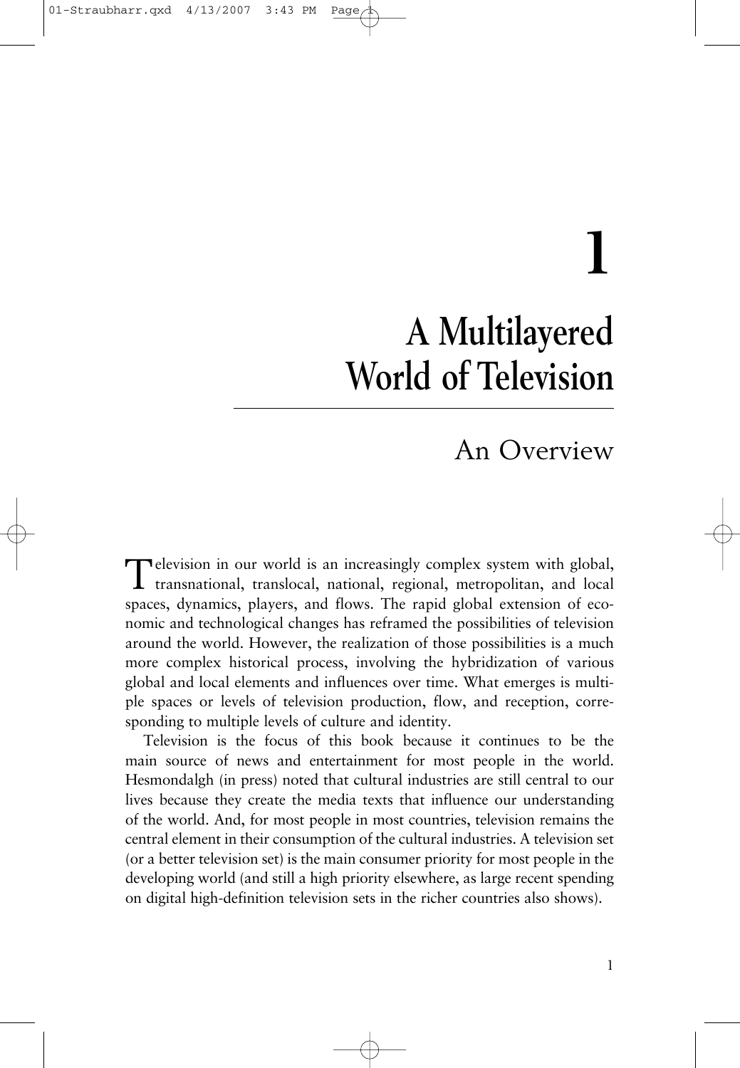# 1

# A Multilayered World of Television

## An Overview

Television in our world is an increasingly complex system with global, transnational, translocal, national, regional, metropolitan, and local spaces, dynamics, players, and flows. The rapid global extension of economic and technological changes has reframed the possibilities of television around the world. However, the realization of those possibilities is a much more complex historical process, involving the hybridization of various global and local elements and influences over time. What emerges is multiple spaces or levels of television production, flow, and reception, corresponding to multiple levels of culture and identity.

Television is the focus of this book because it continues to be the main source of news and entertainment for most people in the world. Hesmondalgh (in press) noted that cultural industries are still central to our lives because they create the media texts that influence our understanding of the world. And, for most people in most countries, television remains the central element in their consumption of the cultural industries. A television set (or a better television set) is the main consumer priority for most people in the developing world (and still a high priority elsewhere, as large recent spending on digital high-definition television sets in the richer countries also shows).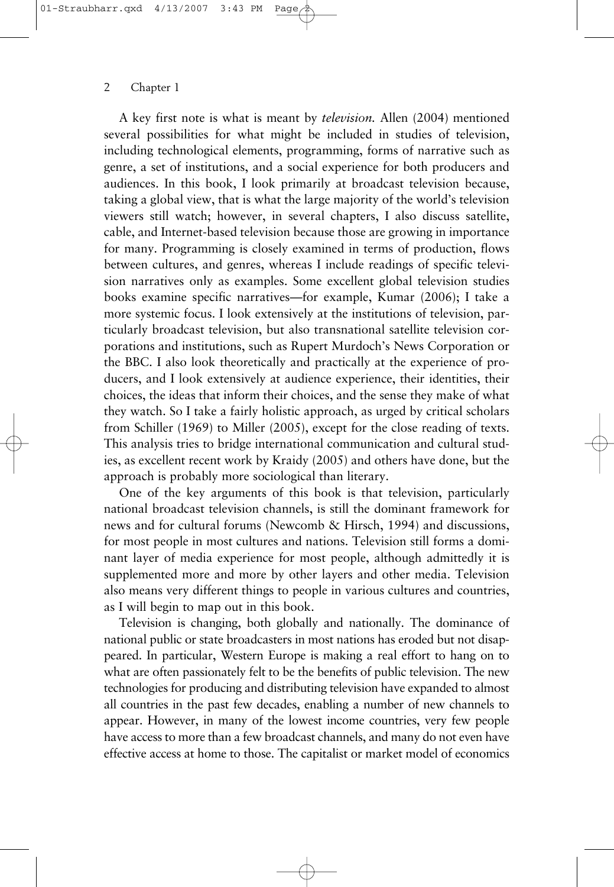A key first note is what is meant by *television.* Allen (2004) mentioned several possibilities for what might be included in studies of television, including technological elements, programming, forms of narrative such as genre, a set of institutions, and a social experience for both producers and audiences. In this book, I look primarily at broadcast television because, taking a global view, that is what the large majority of the world's television viewers still watch; however, in several chapters, I also discuss satellite, cable, and Internet-based television because those are growing in importance for many. Programming is closely examined in terms of production, flows between cultures, and genres, whereas I include readings of specific television narratives only as examples. Some excellent global television studies books examine specific narratives—for example, Kumar (2006); I take a more systemic focus. I look extensively at the institutions of television, particularly broadcast television, but also transnational satellite television corporations and institutions, such as Rupert Murdoch's News Corporation or the BBC. I also look theoretically and practically at the experience of producers, and I look extensively at audience experience, their identities, their choices, the ideas that inform their choices, and the sense they make of what they watch. So I take a fairly holistic approach, as urged by critical scholars from Schiller (1969) to Miller (2005), except for the close reading of texts. This analysis tries to bridge international communication and cultural studies, as excellent recent work by Kraidy (2005) and others have done, but the approach is probably more sociological than literary.

One of the key arguments of this book is that television, particularly national broadcast television channels, is still the dominant framework for news and for cultural forums (Newcomb & Hirsch, 1994) and discussions, for most people in most cultures and nations. Television still forms a dominant layer of media experience for most people, although admittedly it is supplemented more and more by other layers and other media. Television also means very different things to people in various cultures and countries, as I will begin to map out in this book.

Television is changing, both globally and nationally. The dominance of national public or state broadcasters in most nations has eroded but not disappeared. In particular, Western Europe is making a real effort to hang on to what are often passionately felt to be the benefits of public television. The new technologies for producing and distributing television have expanded to almost all countries in the past few decades, enabling a number of new channels to appear. However, in many of the lowest income countries, very few people have access to more than a few broadcast channels, and many do not even have effective access at home to those. The capitalist or market model of economics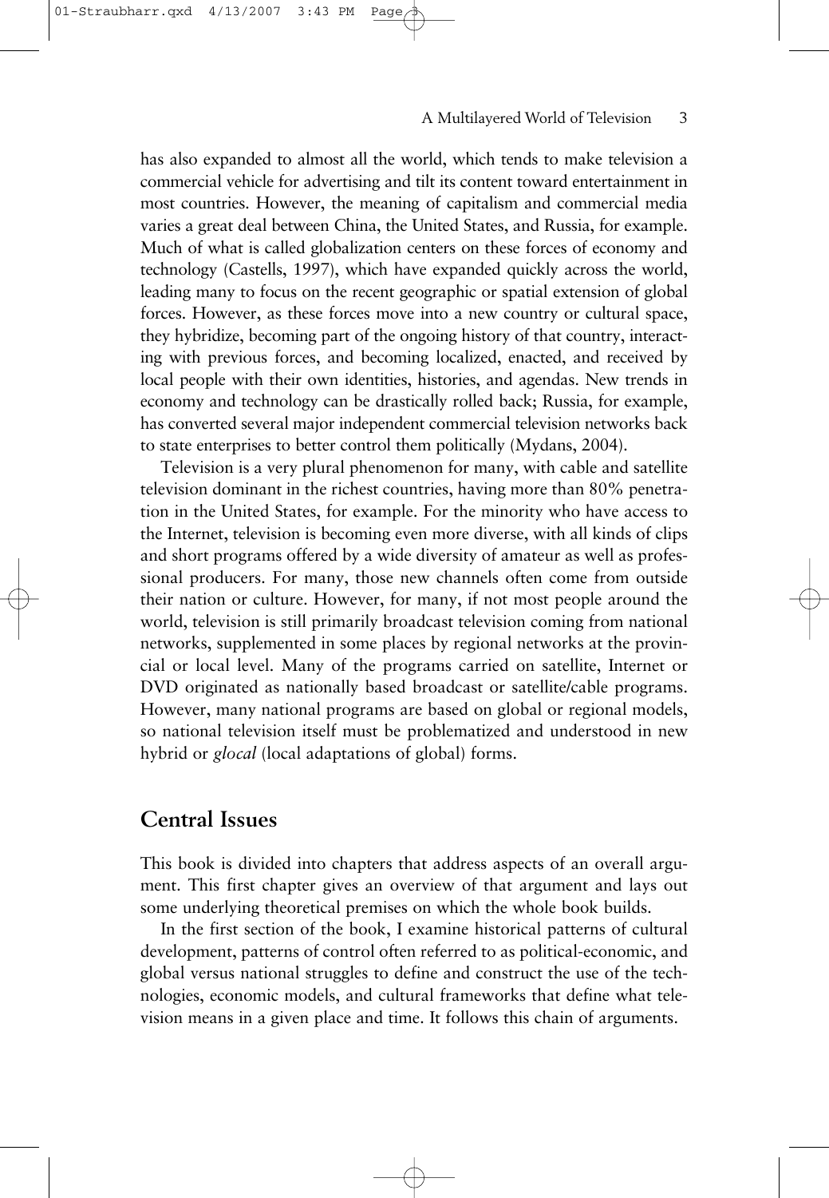has also expanded to almost all the world, which tends to make television a commercial vehicle for advertising and tilt its content toward entertainment in most countries. However, the meaning of capitalism and commercial media varies a great deal between China, the United States, and Russia, for example. Much of what is called globalization centers on these forces of economy and technology (Castells, 1997), which have expanded quickly across the world, leading many to focus on the recent geographic or spatial extension of global forces. However, as these forces move into a new country or cultural space, they hybridize, becoming part of the ongoing history of that country, interacting with previous forces, and becoming localized, enacted, and received by local people with their own identities, histories, and agendas. New trends in economy and technology can be drastically rolled back; Russia, for example, has converted several major independent commercial television networks back to state enterprises to better control them politically (Mydans, 2004).

Television is a very plural phenomenon for many, with cable and satellite television dominant in the richest countries, having more than 80% penetration in the United States, for example. For the minority who have access to the Internet, television is becoming even more diverse, with all kinds of clips and short programs offered by a wide diversity of amateur as well as professional producers. For many, those new channels often come from outside their nation or culture. However, for many, if not most people around the world, television is still primarily broadcast television coming from national networks, supplemented in some places by regional networks at the provincial or local level. Many of the programs carried on satellite, Internet or DVD originated as nationally based broadcast or satellite/cable programs. However, many national programs are based on global or regional models, so national television itself must be problematized and understood in new hybrid or *glocal* (local adaptations of global) forms.

## Central Issues

This book is divided into chapters that address aspects of an overall argument. This first chapter gives an overview of that argument and lays out some underlying theoretical premises on which the whole book builds.

In the first section of the book, I examine historical patterns of cultural development, patterns of control often referred to as political-economic, and global versus national struggles to define and construct the use of the technologies, economic models, and cultural frameworks that define what television means in a given place and time. It follows this chain of arguments.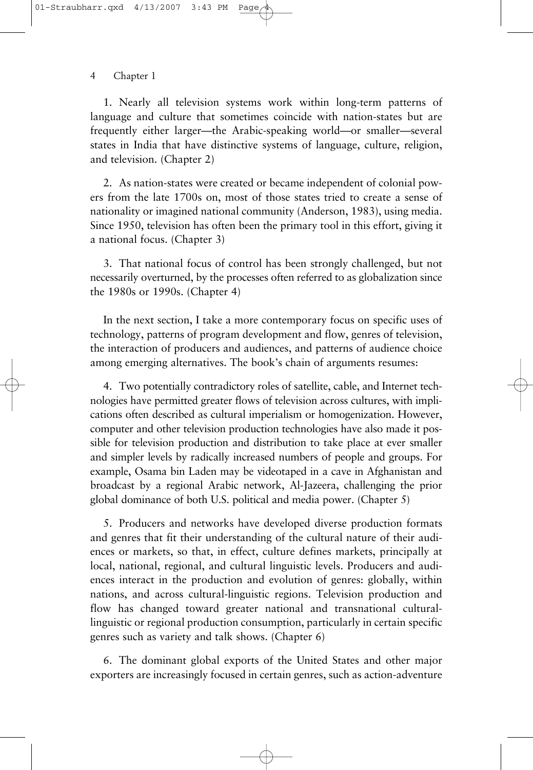1. Nearly all television systems work within long-term patterns of language and culture that sometimes coincide with nation-states but are frequently either larger—the Arabic-speaking world—or smaller—several states in India that have distinctive systems of language, culture, religion, and television. (Chapter 2)

2. As nation-states were created or became independent of colonial powers from the late 1700s on, most of those states tried to create a sense of nationality or imagined national community (Anderson, 1983), using media. Since 1950, television has often been the primary tool in this effort, giving it a national focus. (Chapter 3)

3. That national focus of control has been strongly challenged, but not necessarily overturned, by the processes often referred to as globalization since the 1980s or 1990s. (Chapter 4)

In the next section, I take a more contemporary focus on specific uses of technology, patterns of program development and flow, genres of television, the interaction of producers and audiences, and patterns of audience choice among emerging alternatives. The book's chain of arguments resumes:

4. Two potentially contradictory roles of satellite, cable, and Internet technologies have permitted greater flows of television across cultures, with implications often described as cultural imperialism or homogenization. However, computer and other television production technologies have also made it possible for television production and distribution to take place at ever smaller and simpler levels by radically increased numbers of people and groups. For example, Osama bin Laden may be videotaped in a cave in Afghanistan and broadcast by a regional Arabic network, Al-Jazeera, challenging the prior global dominance of both U.S. political and media power. (Chapter 5)

5. Producers and networks have developed diverse production formats and genres that fit their understanding of the cultural nature of their audiences or markets, so that, in effect, culture defines markets, principally at local, national, regional, and cultural linguistic levels. Producers and audiences interact in the production and evolution of genres: globally, within nations, and across cultural-linguistic regions. Television production and flow has changed toward greater national and transnational cultural-linguistic or regional production consumption, particularly in certain specific genres such as variety and talk shows. (Chapter 6)

6. The dominant global exports of the United States and other major exporters are increasingly focused in certain genres, such as action-adventure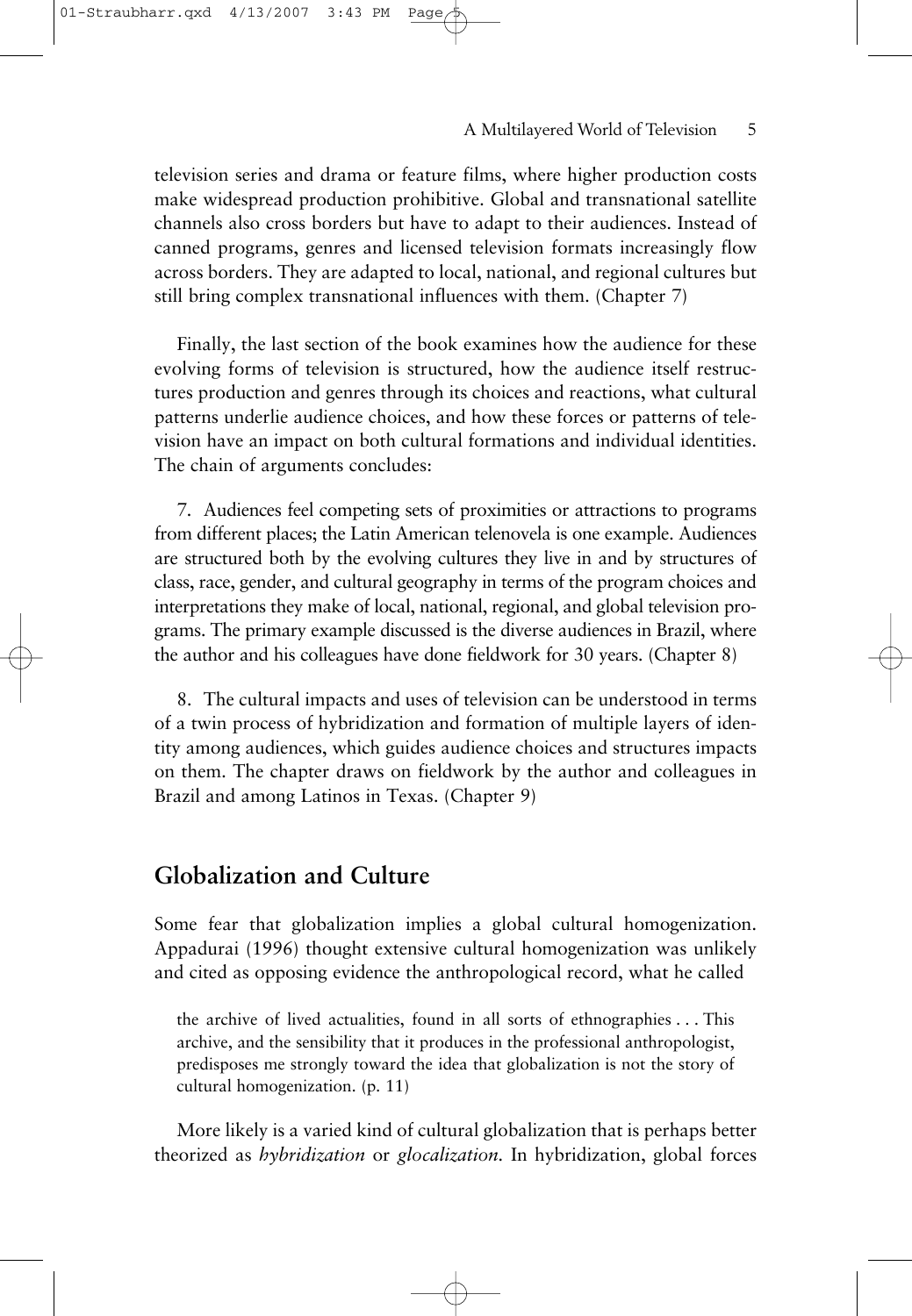television series and drama or feature films, where higher production costs make widespread production prohibitive. Global and transnational satellite channels also cross borders but have to adapt to their audiences. Instead of canned programs, genres and licensed television formats increasingly flow across borders. They are adapted to local, national, and regional cultures but still bring complex transnational influences with them. (Chapter 7)

Finally, the last section of the book examines how the audience for these evolving forms of television is structured, how the audience itself restructures production and genres through its choices and reactions, what cultural patterns underlie audience choices, and how these forces or patterns of television have an impact on both cultural formations and individual identities. The chain of arguments concludes:

7. Audiences feel competing sets of proximities or attractions to programs from different places; the Latin American telenovela is one example. Audiences are structured both by the evolving cultures they live in and by structures of class, race, gender, and cultural geography in terms of the program choices and interpretations they make of local, national, regional, and global television programs. The primary example discussed is the diverse audiences in Brazil, where the author and his colleagues have done fieldwork for 30 years. (Chapter 8)

8. The cultural impacts and uses of television can be understood in terms of a twin process of hybridization and formation of multiple layers of identity among audiences, which guides audience choices and structures impacts on them. The chapter draws on fieldwork by the author and colleagues in Brazil and among Latinos in Texas. (Chapter 9)

## Globalization and Culture

Some fear that globalization implies a global cultural homogenization. Appadurai (1996) thought extensive cultural homogenization was unlikely and cited as opposing evidence the anthropological record, what he called

> the archive of lived actualities, found in all sorts of ethnographies . . . This archive, and the sensibility that it produces in the professional anthropologist, predisposes me strongly toward the idea that globalization is not the story of cultural homogenization. (p. 11)

More likely is a varied kind of cultural globalization that is perhaps better theorized as *hybridization* or *glocalization*. In hybridization, global forces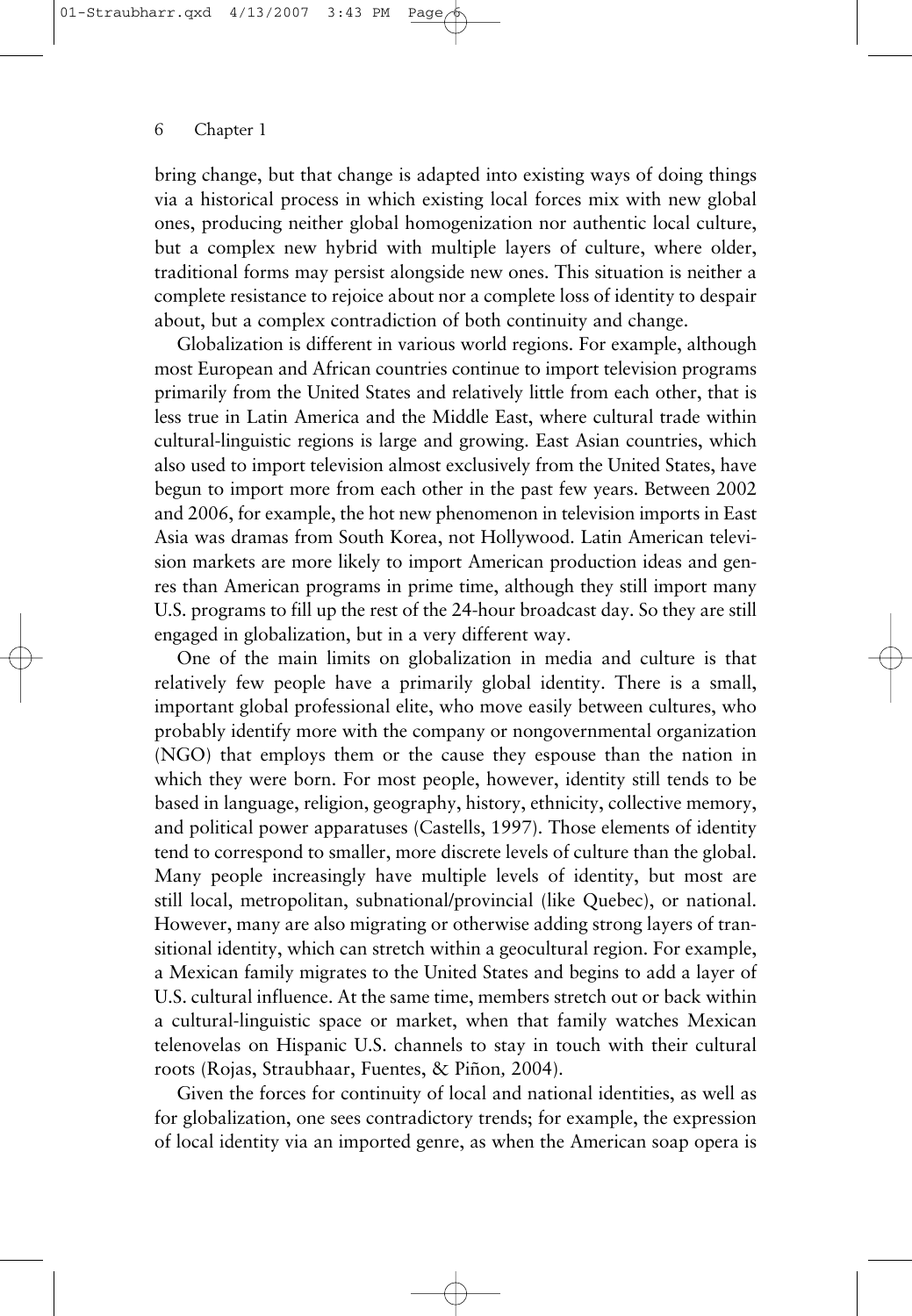bring change, but that change is adapted into existing ways of doing things via a historical process in which existing local forces mix with new global ones, producing neither global homogenization nor authentic local culture, but a complex new hybrid with multiple layers of culture, where older, traditional forms may persist alongside new ones. This situation is neither a complete resistance to rejoice about nor a complete loss of identity to despair about, but a complex contradiction of both continuity and change.

Globalization is different in various world regions. For example, although most European and African countries continue to import television programs primarily from the United States and relatively little from each other, that is less true in Latin America and the Middle East, where cultural trade within cultural-linguistic regions is large and growing. East Asian countries, which also used to import television almost exclusively from the United States, have begun to import more from each other in the past few years. Between 2002 and 2006, for example, the hot new phenomenon in television imports in East Asia was dramas from South Korea, not Hollywood. Latin American television markets are more likely to import American production ideas and genres than American programs in prime time, although they still import many U.S. programs to fill up the rest of the 24-hour broadcast day. So they are still engaged in globalization, but in a very different way.

One of the main limits on globalization in media and culture is that relatively few people have a primarily global identity. There is a small, important global professional elite, who move easily between cultures, who probably identify more with the company or nongovernmental organization (NGO) that employs them or the cause they espouse than the nation in which they were born. For most people, however, identity still tends to be based in language, religion, geography, history, ethnicity, collective memory, and political power apparatuses (Castells, 1997). Those elements of identity tend to correspond to smaller, more discrete levels of culture than the global. Many people increasingly have multiple levels of identity, but most are still local, metropolitan, subnational/provincial (like Quebec), or national. However, many are also migrating or otherwise adding strong layers of transitional identity, which can stretch within a geocultural region. For example, a Mexican family migrates to the United States and begins to add a layer of U.S. cultural influence. At the same time, members stretch out or back within a cultural-linguistic space or market, when that family watches Mexican telenovelas on Hispanic U.S. channels to stay in touch with their cultural roots (Rojas, Straubhaar, Fuentes, & Piñon, 2004).

Given the forces for continuity of local and national identities, as well as for globalization, one sees contradictory trends; for example, the expression of local identity via an imported genre, as when the American soap opera is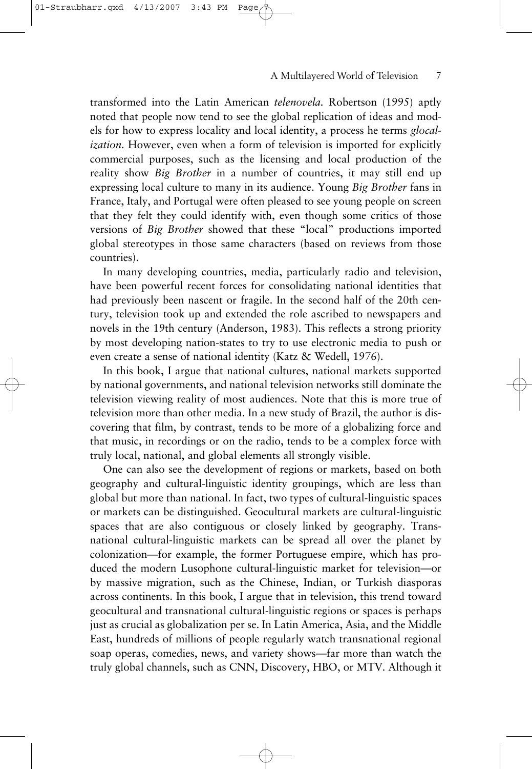transformed into the Latin American *telenovela.* Robertson (1995) aptly noted that people now tend to see the global replication of ideas and models for how to express locality and local identity, a process he terms *glocalization.* However, even when a form of television is imported for explicitly commercial purposes, such as the licensing and local production of the reality show *Big Brother* in a number of countries, it may still end up expressing local culture to many in its audience. Young *Big Brother* fans in France, Italy, and Portugal were often pleased to see young people on screen that they felt they could identify with, even though some critics of those versions of *Big Brother* showed that these "local" productions imported global stereotypes in those same characters (based on reviews from those countries).

In many developing countries, media, particularly radio and television, have been powerful recent forces for consolidating national identities that had previously been nascent or fragile. In the second half of the 20th century, television took up and extended the role ascribed to newspapers and novels in the 19th century (Anderson, 1983). This reflects a strong priority by most developing nation-states to try to use electronic media to push or even create a sense of national identity (Katz & Wedell, 1976).

In this book, I argue that national cultures, national markets supported by national governments, and national television networks still dominate the television viewing reality of most audiences. Note that this is more true of television more than other media. In a new study of Brazil, the author is discovering that film, by contrast, tends to be more of a globalizing force and that music, in recordings or on the radio, tends to be a complex force with truly local, national, and global elements all strongly visible.

One can also see the development of regions or markets, based on both geography and cultural-linguistic identity groupings, which are less than global but more than national. In fact, two types of cultural-linguistic spaces or markets can be distinguished. Geocultural markets are cultural-linguistic spaces that are also contiguous or closely linked by geography. Transnational cultural-linguistic markets can be spread all over the planet by colonization—for example, the former Portuguese empire, which has produced the modern Lusophone cultural-linguistic market for television—or by massive migration, such as the Chinese, Indian, or Turkish diasporas across continents. In this book, I argue that in television, this trend toward geocultural and transnational cultural-linguistic regions or spaces is perhaps just as crucial as globalization per se. In Latin America, Asia, and the Middle East, hundreds of millions of people regularly watch transnational regional soap operas, comedies, news, and variety shows—far more than watch the truly global channels, such as CNN, Discovery, HBO, or MTV. Although it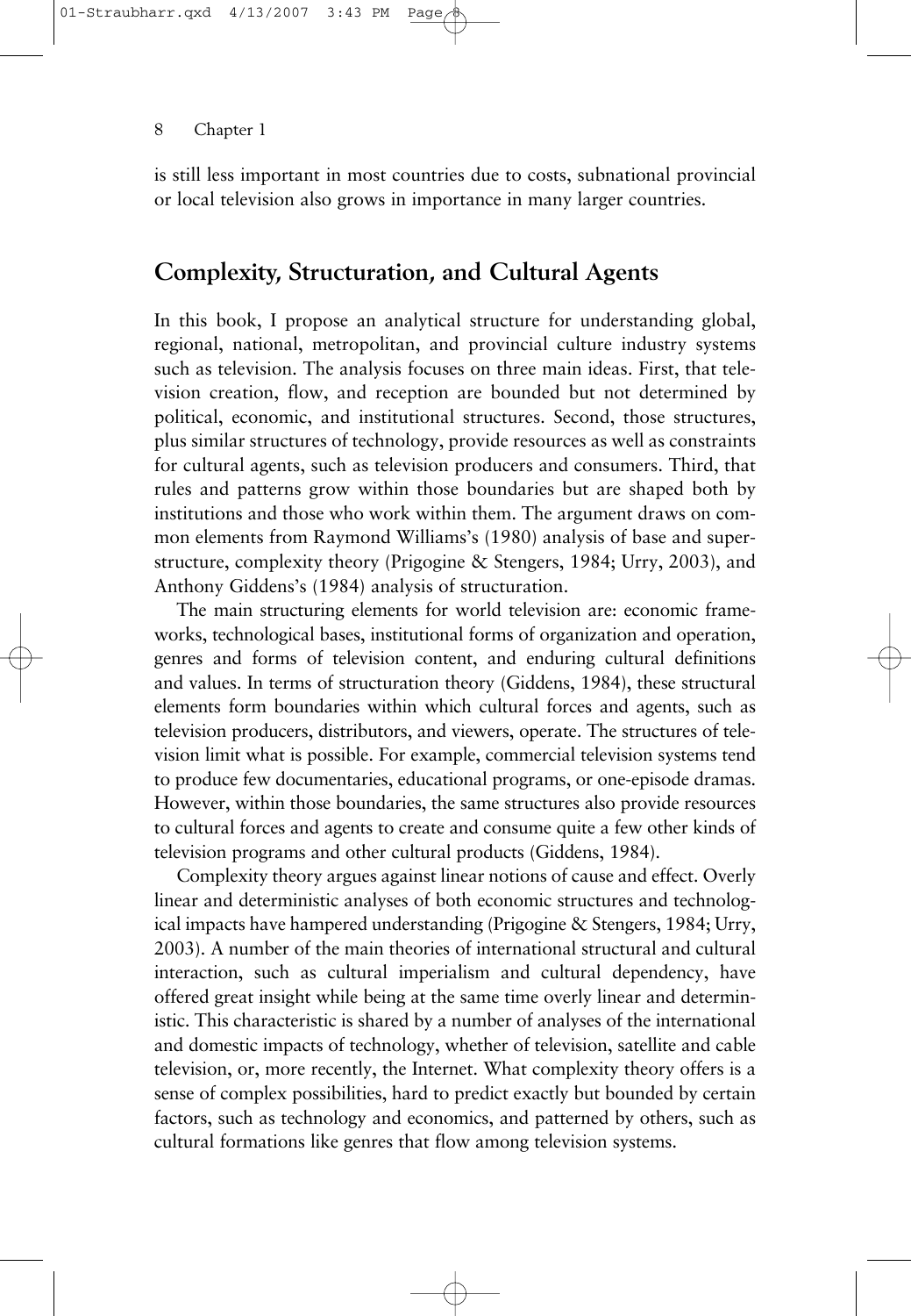is still less important in most countries due to costs, subnational provincial or local television also grows in importance in many larger countries.

## Complexity, Structuration, and Cultural Agents

In this book, I propose an analytical structure for understanding global, regional, national, metropolitan, and provincial culture industry systems such as television. The analysis focuses on three main ideas. First, that television creation, flow, and reception are bounded but not determined by political, economic, and institutional structures. Second, those structures, plus similar structures of technology, provide resources as well as constraints for cultural agents, such as television producers and consumers. Third, that rules and patterns grow within those boundaries but are shaped both by institutions and those who work within them. The argument draws on common elements from Raymond Williams's (1980) analysis of base and superstructure, complexity theory (Prigogine & Stengers, 1984; Urry, 2003), and Anthony Giddens's (1984) analysis of structuration.

The main structuring elements for world television are: economic frameworks, technological bases, institutional forms of organization and operation, genres and forms of television content, and enduring cultural definitions and values. In terms of structuration theory (Giddens, 1984), these structural elements form boundaries within which cultural forces and agents, such as television producers, distributors, and viewers, operate. The structures of television limit what is possible. For example, commercial television systems tend to produce few documentaries, educational programs, or one-episode dramas. However, within those boundaries, the same structures also provide resources to cultural forces and agents to create and consume quite a few other kinds of television programs and other cultural products (Giddens, 1984).

Complexity theory argues against linear notions of cause and effect. Overly linear and deterministic analyses of both economic structures and technological impacts have hampered understanding (Prigogine & Stengers, 1984; Urry, 2003). A number of the main theories of international structural and cultural interaction, such as cultural imperialism and cultural dependency, have offered great insight while being at the same time overly linear and deterministic. This characteristic is shared by a number of analyses of the international and domestic impacts of technology, whether of television, satellite and cable television, or, more recently, the Internet. What complexity theory offers is a sense of complex possibilities, hard to predict exactly but bounded by certain factors, such as technology and economics, and patterned by others, such as cultural formations like genres that flow among television systems.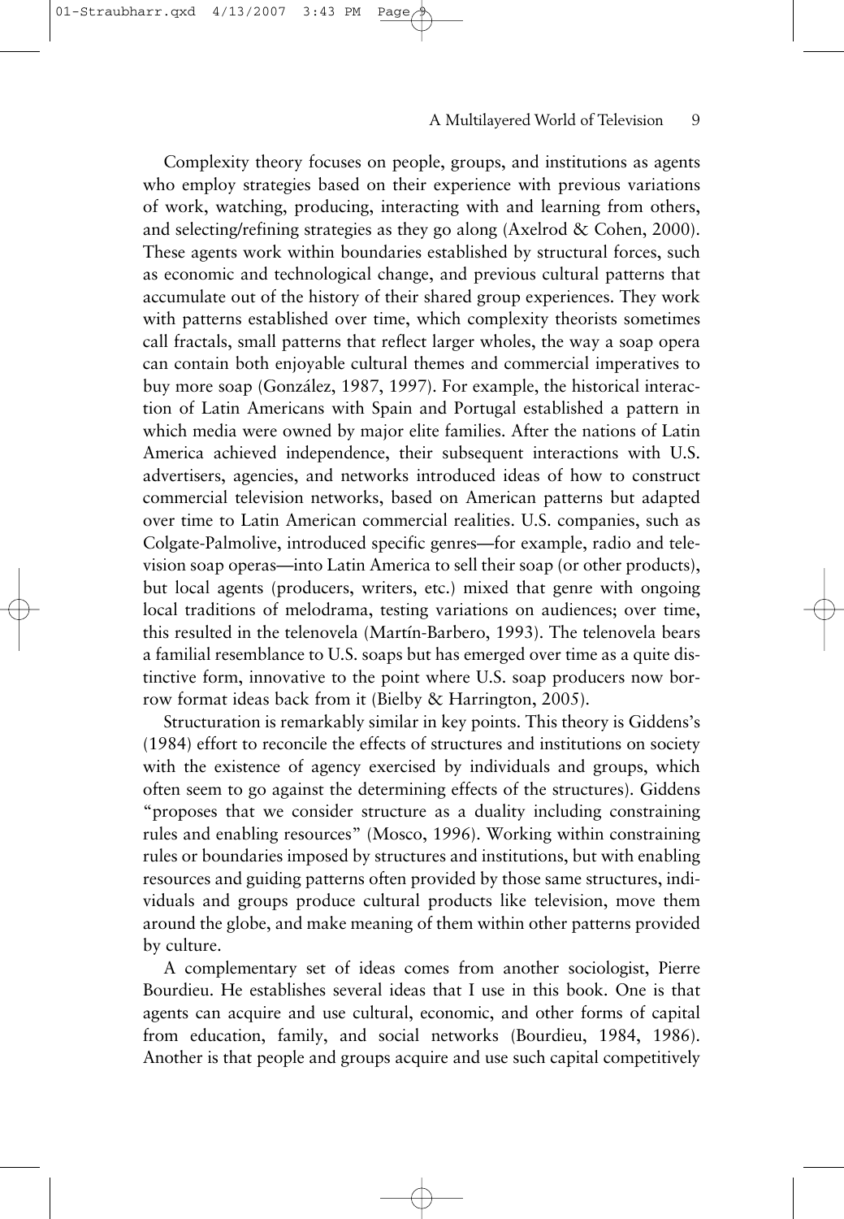Complexity theory focuses on people, groups, and institutions as agents who employ strategies based on their experience with previous variations of work, watching, producing, interacting with and learning from others, and selecting/refining strategies as they go along (Axelrod & Cohen, 2000). These agents work within boundaries established by structural forces, such as economic and technological change, and previous cultural patterns that accumulate out of the history of their shared group experiences. They work with patterns established over time, which complexity theorists sometimes call fractals, small patterns that reflect larger wholes, the way a soap opera can contain both enjoyable cultural themes and commercial imperatives to buy more soap (González, 1987, 1997). For example, the historical interaction of Latin Americans with Spain and Portugal established a pattern in which media were owned by major elite families. After the nations of Latin America achieved independence, their subsequent interactions with U.S. advertisers, agencies, and networks introduced ideas of how to construct commercial television networks, based on American patterns but adapted over time to Latin American commercial realities. U.S. companies, such as Colgate-Palmolive, introduced specific genres—for example, radio and television soap operas—into Latin America to sell their soap (or other products), but local agents (producers, writers, etc.) mixed that genre with ongoing local traditions of melodrama, testing variations on audiences; over time, this resulted in the telenovela (Martín-Barbero, 1993). The telenovela bears a familial resemblance to U.S. soaps but has emerged over time as a quite distinctive form, innovative to the point where U.S. soap producers now borrow format ideas back from it (Bielby & Harrington, 2005).

Structuration is remarkably similar in key points. This theory is Giddens's (1984) effort to reconcile the effects of structures and institutions on society with the existence of agency exercised by individuals and groups, which often seem to go against the determining effects of the structures). Giddens "proposes that we consider structure as a duality including constraining rules and enabling resources" (Mosco, 1996). Working within constraining rules or boundaries imposed by structures and institutions, but with enabling resources and guiding patterns often provided by those same structures, individuals and groups produce cultural products like television, move them around the globe, and make meaning of them within other patterns provided by culture.

A complementary set of ideas comes from another sociologist, Pierre Bourdieu. He establishes several ideas that I use in this book. One is that agents can acquire and use cultural, economic, and other forms of capital from education, family, and social networks (Bourdieu, 1984, 1986). Another is that people and groups acquire and use such capital competitively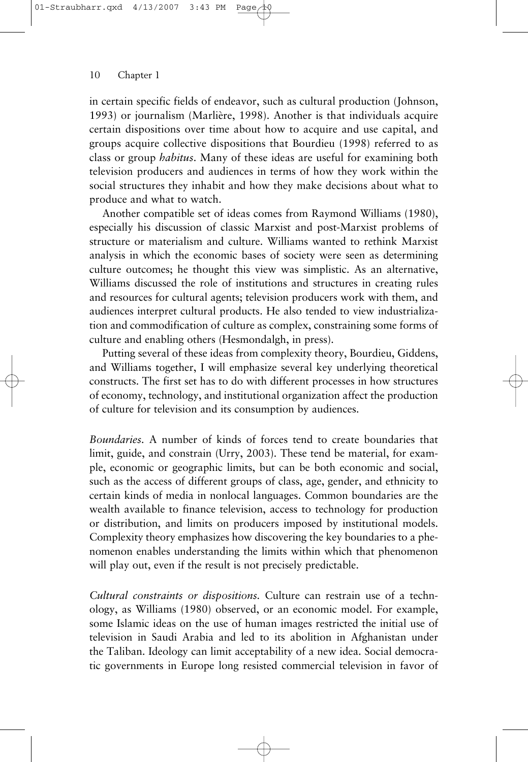in certain specific fields of endeavor, such as cultural production (Johnson, 1993) or journalism (Marlière, 1998). Another is that individuals acquire certain dispositions over time about how to acquire and use capital, and groups acquire collective dispositions that Bourdieu (1998) referred to as class or group *habitus*. Many of these ideas are useful for examining both television producers and audiences in terms of how they work within the social structures they inhabit and how they make decisions about what to produce and what to watch.

Another compatible set of ideas comes from Raymond Williams (1980), especially his discussion of classic Marxist and post-Marxist problems of structure or materialism and culture. Williams wanted to rethink Marxist analysis in which the economic bases of society were seen as determining culture outcomes; he thought this view was simplistic. As an alternative, Williams discussed the role of institutions and structures in creating rules and resources for cultural agents; television producers work with them, and audiences interpret cultural products. He also tended to view industrialization and commodification of culture as complex, constraining some forms of culture and enabling others (Hesmondalgh, in press).

Putting several of these ideas from complexity theory, Bourdieu, Giddens, and Williams together, I will emphasize several key underlying theoretical constructs. The first set has to do with different processes in how structures of economy, technology, and institutional organization affect the production of culture for television and its consumption by audiences.

*Boundaries*. A number of kinds of forces tend to create boundaries that limit, guide, and constrain (Urry, 2003). These tend be material, for example, economic or geographic limits, but can be both economic and social, such as the access of different groups of class, age, gender, and ethnicity to certain kinds of media in nonlocal languages. Common boundaries are the wealth available to finance television, access to technology for production or distribution, and limits on producers imposed by institutional models. Complexity theory emphasizes how discovering the key boundaries to a phenomenon enables understanding the limits within which that phenomenon will play out, even if the result is not precisely predictable.

*Cultural constraints or dispositions*. Culture can restrain use of a technology, as Williams (1980) observed, or an economic model. For example, some Islamic ideas on the use of human images restricted the initial use of television in Saudi Arabia and led to its abolition in Afghanistan under the Taliban. Ideology can limit acceptability of a new idea. Social democratic governments in Europe long resisted commercial television in favor of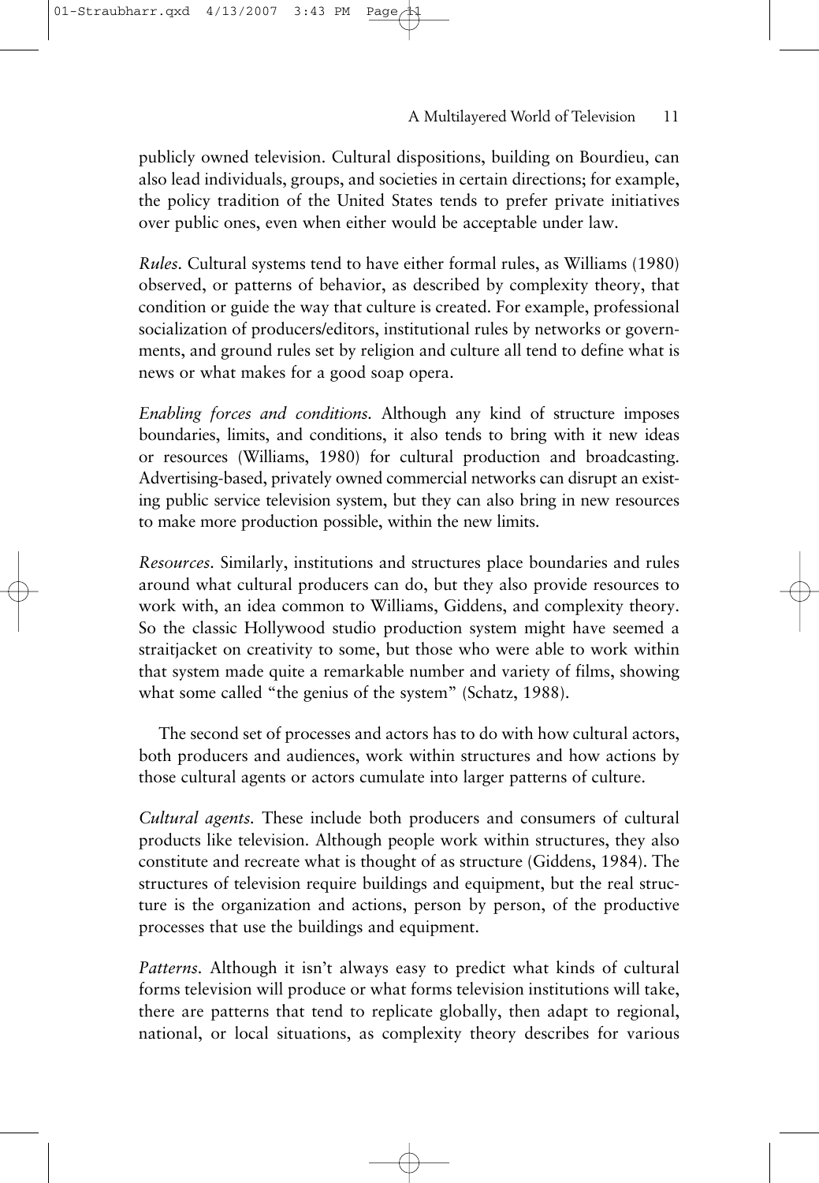publicly owned television. Cultural dispositions, building on Bourdieu, can also lead individuals, groups, and societies in certain directions; for example, the policy tradition of the United States tends to prefer private initiatives over public ones, even when either would be acceptable under law.

*Rules.* Cultural systems tend to have either formal rules, as Williams (1980) observed, or patterns of behavior, as described by complexity theory, that condition or guide the way that culture is created. For example, professional socialization of producers/editors, institutional rules by networks or governments, and ground rules set by religion and culture all tend to define what is news or what makes for a good soap opera.

*Enabling forces and conditions.* Although any kind of structure imposes boundaries, limits, and conditions, it also tends to bring with it new ideas or resources (Williams, 1980) for cultural production and broadcasting. Advertising-based, privately owned commercial networks can disrupt an existing public service television system, but they can also bring in new resources to make more production possible, within the new limits.

*Resources.* Similarly, institutions and structures place boundaries and rules around what cultural producers can do, but they also provide resources to work with, an idea common to Williams, Giddens, and complexity theory. So the classic Hollywood studio production system might have seemed a straitjacket on creativity to some, but those who were able to work within that system made quite a remarkable number and variety of films, showing what some called "the genius of the system" (Schatz, 1988).

The second set of processes and actors has to do with how cultural actors, both producers and audiences, work within structures and how actions by those cultural agents or actors cumulate into larger patterns of culture.

*Cultural agents.* These include both producers and consumers of cultural products like television. Although people work within structures, they also constitute and recreate what is thought of as structure (Giddens, 1984). The structures of television require buildings and equipment, but the real structure is the organization and actions, person by person, of the productive processes that use the buildings and equipment.

*Patterns.* Although it isn't always easy to predict what kinds of cultural forms television will produce or what forms television institutions will take, there are patterns that tend to replicate globally, then adapt to regional, national, or local situations, as complexity theory describes for various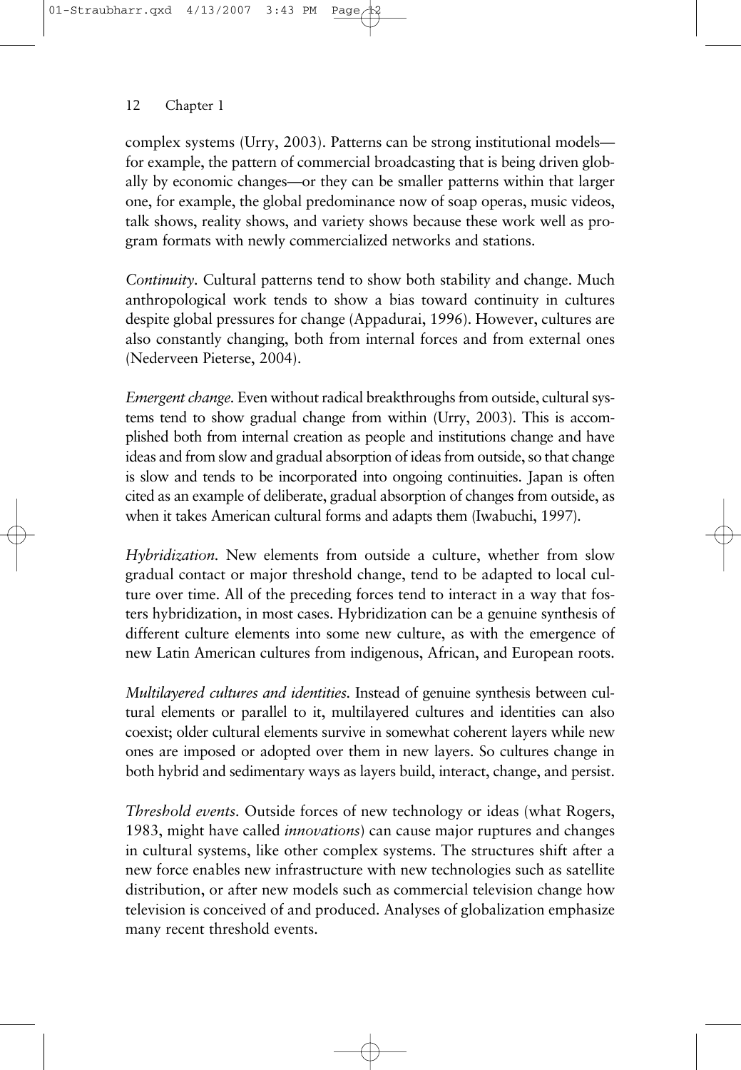complex systems (Urry, 2003). Patterns can be strong institutional models—for example, the pattern of commercial broadcasting that is being driven globally by economic changes—or they can be smaller patterns within that larger one, for example, the global predominance now of soap operas, music videos, talk shows, reality shows, and variety shows because these work well as program formats with newly commercialized networks and stations.

*Continuity.* Cultural patterns tend to show both stability and change. Much anthropological work tends to show a bias toward continuity in cultures despite global pressures for change (Appadurai, 1996). However, cultures are also constantly changing, both from internal forces and from external ones (Nederveen Pieterse, 2004).

*Emergent change.* Even without radical breakthroughs from outside, cultural systems tend to show gradual change from within (Urry, 2003). This is accomplished both from internal creation as people and institutions change and have ideas and from slow and gradual absorption of ideas from outside, so that change is slow and tends to be incorporated into ongoing continuities. Japan is often cited as an example of deliberate, gradual absorption of changes from outside, as when it takes American cultural forms and adapts them (Iwabuchi, 1997).

*Hybridization.* New elements from outside a culture, whether from slow gradual contact or major threshold change, tend to be adapted to local culture over time. All of the preceding forces tend to interact in a way that fosters hybridization, in most cases. Hybridization can be a genuine synthesis of different culture elements into some new culture, as with the emergence of new Latin American cultures from indigenous, African, and European roots.

*Multilayered cultures and identities.* Instead of genuine synthesis between cultural elements or parallel to it, multilayered cultures and identities can also coexist; older cultural elements survive in somewhat coherent layers while new ones are imposed or adopted over them in new layers. So cultures change in both hybrid and sedimentary ways as layers build, interact, change, and persist.

*Threshold events.* Outside forces of new technology or ideas (what Rogers, 1983, might have called *innovations*) can cause major ruptures and changes in cultural systems, like other complex systems. The structures shift after a new force enables new infrastructure with new technologies such as satellite distribution, or after new models such as commercial television change how television is conceived of and produced. Analyses of globalization emphasize many recent threshold events.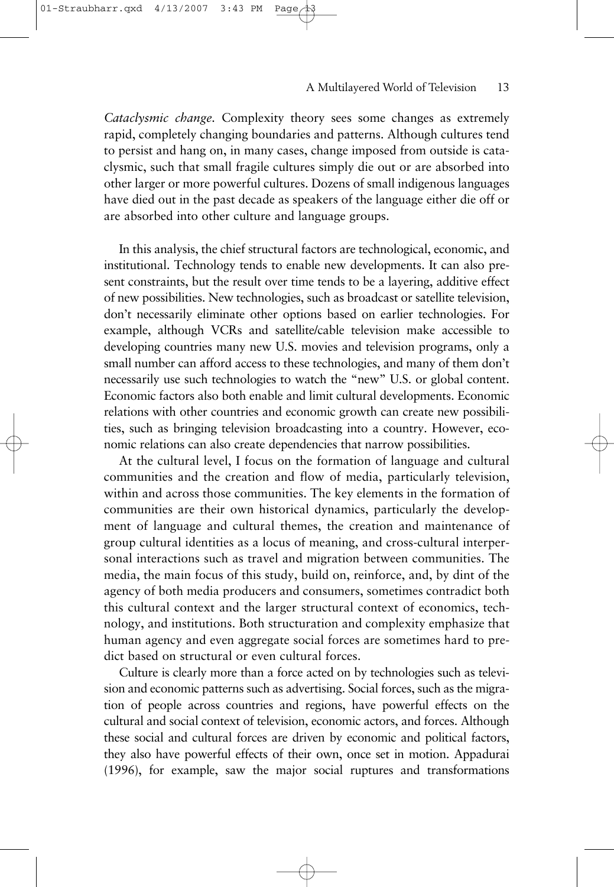*Cataclysmic change.* Complexity theory sees some changes as extremely rapid, completely changing boundaries and patterns. Although cultures tend to persist and hang on, in many cases, change imposed from outside is cataclysmic, such that small fragile cultures simply die out or are absorbed into other larger or more powerful cultures. Dozens of small indigenous languages have died out in the past decade as speakers of the language either die off or are absorbed into other culture and language groups.

In this analysis, the chief structural factors are technological, economic, and institutional. Technology tends to enable new developments. It can also present constraints, but the result over time tends to be a layering, additive effect of new possibilities. New technologies, such as broadcast or satellite television, don't necessarily eliminate other options based on earlier technologies. For example, although VCRs and satellite/cable television make accessible to developing countries many new U.S. movies and television programs, only a small number can afford access to these technologies, and many of them don't necessarily use such technologies to watch the "new" U.S. or global content. Economic factors also both enable and limit cultural developments. Economic relations with other countries and economic growth can create new possibilities, such as bringing television broadcasting into a country. However, economic relations can also create dependencies that narrow possibilities.

At the cultural level, I focus on the formation of language and cultural communities and the creation and flow of media, particularly television, within and across those communities. The key elements in the formation of communities are their own historical dynamics, particularly the development of language and cultural themes, the creation and maintenance of group cultural identities as a locus of meaning, and cross-cultural interpersonal interactions such as travel and migration between communities. The media, the main focus of this study, build on, reinforce, and, by dint of the agency of both media producers and consumers, sometimes contradict both this cultural context and the larger structural context of economics, technology, and institutions. Both structuration and complexity emphasize that human agency and even aggregate social forces are sometimes hard to predict based on structural or even cultural forces.

Culture is clearly more than a force acted on by technologies such as television and economic patterns such as advertising. Social forces, such as the migration of people across countries and regions, have powerful effects on the cultural and social context of television, economic actors, and forces. Although these social and cultural forces are driven by economic and political factors, they also have powerful effects of their own, once set in motion. Appadurai (1996), for example, saw the major social ruptures and transformations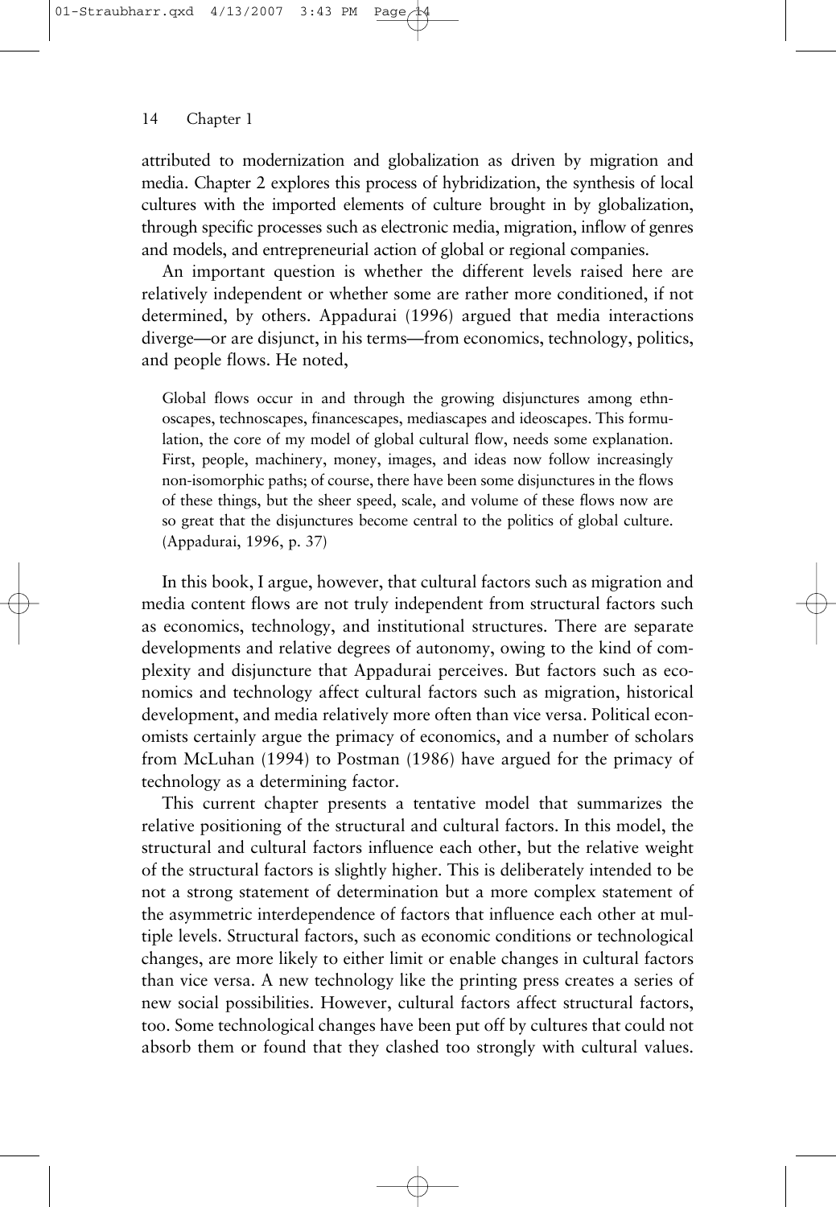attributed to modernization and globalization as driven by migration and media. Chapter 2 explores this process of hybridization, the synthesis of local cultures with the imported elements of culture brought in by globalization, through specific processes such as electronic media, migration, inflow of genres and models, and entrepreneurial action of global or regional companies.

An important question is whether the different levels raised here are relatively independent or whether some are rather more conditioned, if not determined, by others. Appadurai (1996) argued that media interactions diverge—or are disjunct, in his terms—from economics, technology, politics, and people flows. He noted,

> Global flows occur in and through the growing disjunctures among ethnoscapes, technoscapes, financescapes, mediascapes and ideoscapes. This formulation, the core of my model of global cultural flow, needs some explanation. First, people, machinery, money, images, and ideas now follow increasingly non-isomorphic paths; of course, there have been some disjunctures in the flows of these things, but the sheer speed, scale, and volume of these flows now are so great that the disjunctures become central to the politics of global culture. (Appadurai, 1996, p. 37)

In this book, I argue, however, that cultural factors such as migration and media content flows are not truly independent from structural factors such as economics, technology, and institutional structures. There are separate developments and relative degrees of autonomy, owing to the kind of complexity and disjuncture that Appadurai perceives. But factors such as economics and technology affect cultural factors such as migration, historical development, and media relatively more often than vice versa. Political economists certainly argue the primacy of economics, and a number of scholars from McLuhan (1994) to Postman (1986) have argued for the primacy of technology as a determining factor.

This current chapter presents a tentative model that summarizes the relative positioning of the structural and cultural factors. In this model, the structural and cultural factors influence each other, but the relative weight of the structural factors is slightly higher. This is deliberately intended to be not a strong statement of determination but a more complex statement of the asymmetric interdependence of factors that influence each other at multiple levels. Structural factors, such as economic conditions or technological changes, are more likely to either limit or enable changes in cultural factors than vice versa. A new technology like the printing press creates a series of new social possibilities. However, cultural factors affect structural factors, too. Some technological changes have been put off by cultures that could not absorb them or found that they clashed too strongly with cultural values.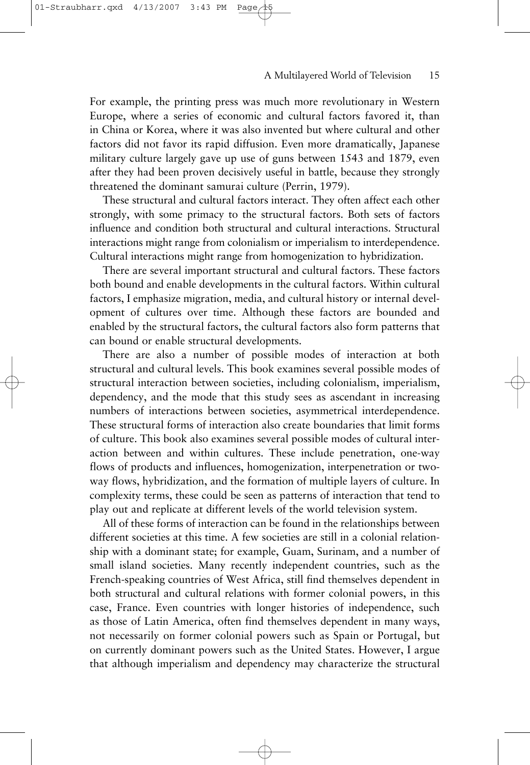For example, the printing press was much more revolutionary in Western Europe, where a series of economic and cultural factors favored it, than in China or Korea, where it was also invented but where cultural and other factors did not favor its rapid diffusion. Even more dramatically, Japanese military culture largely gave up use of guns between 1543 and 1879, even after they had been proven decisively useful in battle, because they strongly threatened the dominant samurai culture (Perrin, 1979).

These structural and cultural factors interact. They often affect each other strongly, with some primacy to the structural factors. Both sets of factors influence and condition both structural and cultural interactions. Structural interactions might range from colonialism or imperialism to interdependence. Cultural interactions might range from homogenization to hybridization.

There are several important structural and cultural factors. These factors both bound and enable developments in the cultural factors. Within cultural factors, I emphasize migration, media, and cultural history or internal development of cultures over time. Although these factors are bounded and enabled by the structural factors, the cultural factors also form patterns that can bound or enable structural developments.

There are also a number of possible modes of interaction at both structural and cultural levels. This book examines several possible modes of structural interaction between societies, including colonialism, imperialism, dependency, and the mode that this study sees as ascendant in increasing numbers of interactions between societies, asymmetrical interdependence. These structural forms of interaction also create boundaries that limit forms of culture. This book also examines several possible modes of cultural interaction between and within cultures. These include penetration, one-way flows of products and influences, homogenization, interpenetration or two-way flows, hybridization, and the formation of multiple layers of culture. In complexity terms, these could be seen as patterns of interaction that tend to play out and replicate at different levels of the world television system.

All of these forms of interaction can be found in the relationships between different societies at this time. A few societies are still in a colonial relationship with a dominant state; for example, Guam, Surinam, and a number of small island societies. Many recently independent countries, such as the French-speaking countries of West Africa, still find themselves dependent in both structural and cultural relations with former colonial powers, in this case, France. Even countries with longer histories of independence, such as those of Latin America, often find themselves dependent in many ways, not necessarily on former colonial powers such as Spain or Portugal, but on currently dominant powers such as the United States. However, I argue that although imperialism and dependency may characterize the structural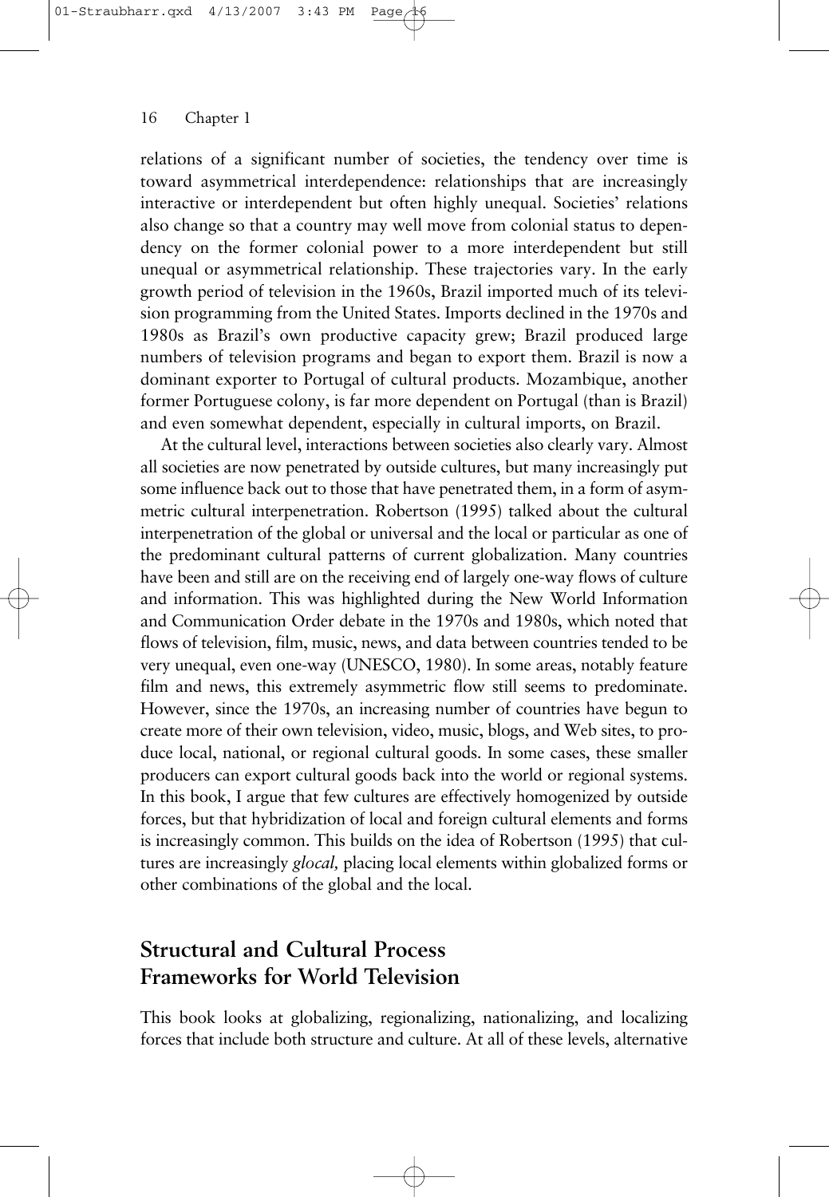relations of a significant number of societies, the tendency over time is toward asymmetrical interdependence: relationships that are increasingly interactive or interdependent but often highly unequal. Societies' relations also change so that a country may well move from colonial status to dependency on the former colonial power to a more interdependent but still unequal or asymmetrical relationship. These trajectories vary. In the early growth period of television in the 1960s, Brazil imported much of its television programming from the United States. Imports declined in the 1970s and 1980s as Brazil's own productive capacity grew; Brazil produced large numbers of television programs and began to export them. Brazil is now a dominant exporter to Portugal of cultural products. Mozambique, another former Portuguese colony, is far more dependent on Portugal (than is Brazil) and even somewhat dependent, especially in cultural imports, on Brazil.

At the cultural level, interactions between societies also clearly vary. Almost all societies are now penetrated by outside cultures, but many increasingly put some influence back out to those that have penetrated them, in a form of asymmetric cultural interpenetration. Robertson (1995) talked about the cultural interpenetration of the global or universal and the local or particular as one of the predominant cultural patterns of current globalization. Many countries have been and still are on the receiving end of largely one-way flows of culture and information. This was highlighted during the New World Information and Communication Order debate in the 1970s and 1980s, which noted that flows of television, film, music, news, and data between countries tended to be very unequal, even one-way (UNESCO, 1980). In some areas, notably feature film and news, this extremely asymmetric flow still seems to predominate. However, since the 1970s, an increasing number of countries have begun to create more of their own television, video, music, blogs, and Web sites, to produce local, national, or regional cultural goods. In some cases, these smaller producers can export cultural goods back into the world or regional systems. In this book, I argue that few cultures are effectively homogenized by outside forces, but that hybridization of local and foreign cultural elements and forms is increasingly common. This builds on the idea of Robertson (1995) that cultures are increasingly *glocal,* placing local elements within globalized forms or other combinations of the global and the local.

## Structural and Cultural Process Frameworks for World Television

This book looks at globalizing, regionalizing, nationalizing, and localizing forces that include both structure and culture. At all of these levels, alternative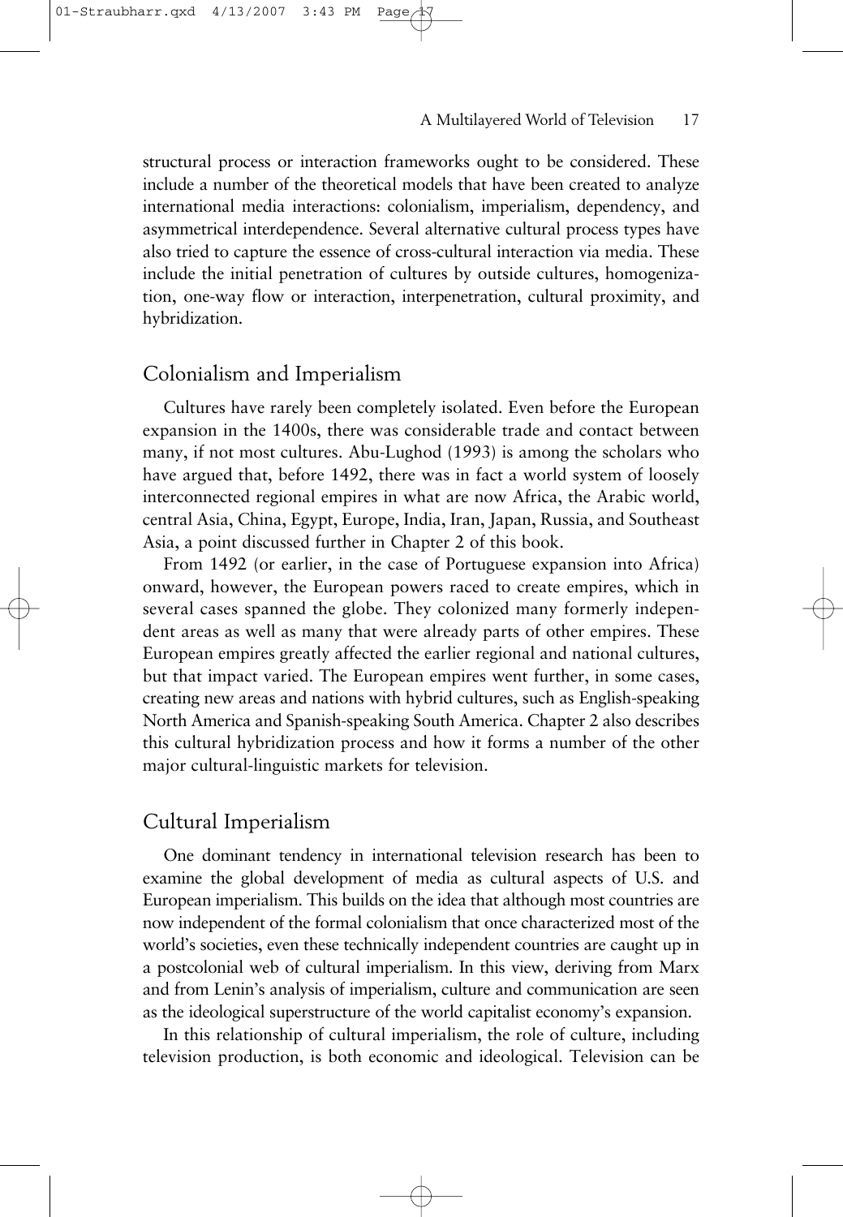structural process or interaction frameworks ought to be considered. These include a number of the theoretical models that have been created to analyze international media interactions: colonialism, imperialism, dependency, and asymmetrical interdependence. Several alternative cultural process types have also tried to capture the essence of cross-cultural interaction via media. These include the initial penetration of cultures by outside cultures, homogenization, one-way flow or interaction, interpenetration, cultural proximity, and hybridization.

## Colonialism and Imperialism

Cultures have rarely been completely isolated. Even before the European expansion in the 1400s, there was considerable trade and contact between many, if not most cultures. Abu-Lughod (1993) is among the scholars who have argued that, before 1492, there was in fact a world system of loosely interconnected regional empires in what are now Africa, the Arabic world, central Asia, China, Egypt, Europe, India, Iran, Japan, Russia, and Southeast Asia, a point discussed further in Chapter 2 of this book.

From 1492 (or earlier, in the case of Portuguese expansion into Africa) onward, however, the European powers raced to create empires, which in several cases spanned the globe. They colonized many formerly independent areas as well as many that were already parts of other empires. These European empires greatly affected the earlier regional and national cultures, but that impact varied. The European empires went further, in some cases, creating new areas and nations with hybrid cultures, such as English-speaking North America and Spanish-speaking South America. Chapter 2 also describes this cultural hybridization process and how it forms a number of the other major cultural-linguistic markets for television.

## Cultural Imperialism

One dominant tendency in international television research has been to examine the global development of media as cultural aspects of U.S. and European imperialism. This builds on the idea that although most countries are now independent of the formal colonialism that once characterized most of the world's societies, even these technically independent countries are caught up in a postcolonial web of cultural imperialism. In this view, deriving from Marx and from Lenin's analysis of imperialism, culture and communication are seen as the ideological superstructure of the world capitalist economy's expansion.

In this relationship of cultural imperialism, the role of culture, including television production, is both economic and ideological. Television can be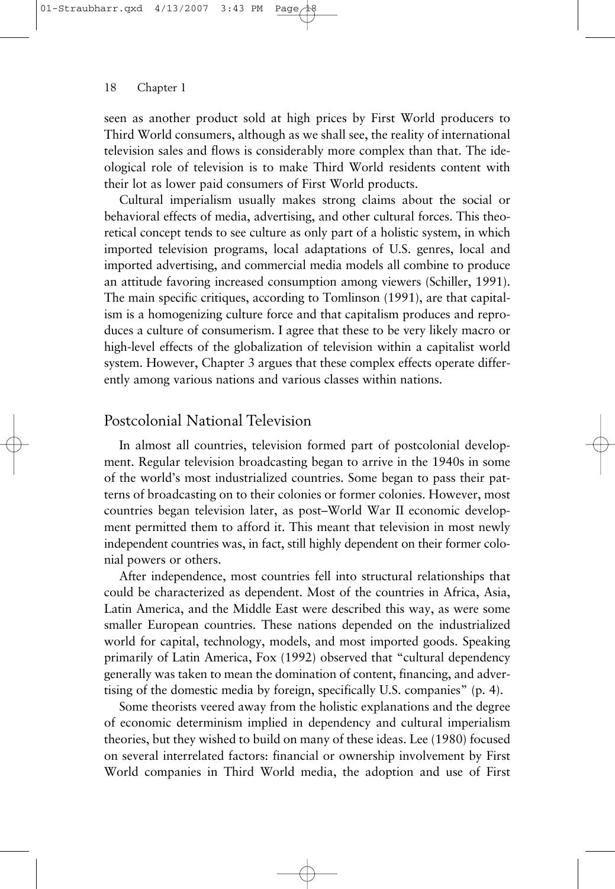seen as another product sold at high prices by First World producers to Third World consumers, although as we shall see, the reality of international television sales and flows is considerably more complex than that. The ideological role of television is to make Third World residents content with their lot as lower paid consumers of First World products.

Cultural imperialism usually makes strong claims about the social or behavioral effects of media, advertising, and other cultural forces. This theoretical concept tends to see culture as only part of a holistic system, in which imported television programs, local adaptations of U.S. genres, local and imported advertising, and commercial media models all combine to produce an attitude favoring increased consumption among viewers (Schiller, 1991). The main specific critiques, according to Tomlinson (1991), are that capitalism is a homogenizing culture force and that capitalism produces and reproduces a culture of consumerism. I agree that these to be very likely macro or high-level effects of the globalization of television within a capitalist world system. However, Chapter 3 argues that these complex effects operate differently among various nations and various classes within nations.

## Postcolonial National Television

In almost all countries, television formed part of postcolonial development. Regular television broadcasting began to arrive in the 1940s in some of the world's most industrialized countries. Some began to pass their patterns of broadcasting on to their colonies or former colonies. However, most countries began television later, as post–World War II economic development permitted them to afford it. This meant that television in most newly independent countries was, in fact, still highly dependent on their former colonial powers or others.

After independence, most countries fell into structural relationships that could be characterized as dependent. Most of the countries in Africa, Asia, Latin America, and the Middle East were described this way, as were some smaller European countries. These nations depended on the industrialized world for capital, technology, models, and most imported goods. Speaking primarily of Latin America, Fox (1992) observed that "cultural dependency generally was taken to mean the domination of content, financing, and advertising of the domestic media by foreign, specifically U.S. companies" (p. 4).

Some theorists veered away from the holistic explanations and the degree of economic determinism implied in dependency and cultural imperialism theories, but they wished to build on many of these ideas. Lee (1980) focused on several interrelated factors: financial or ownership involvement by First World companies in Third World media, the adoption and use of First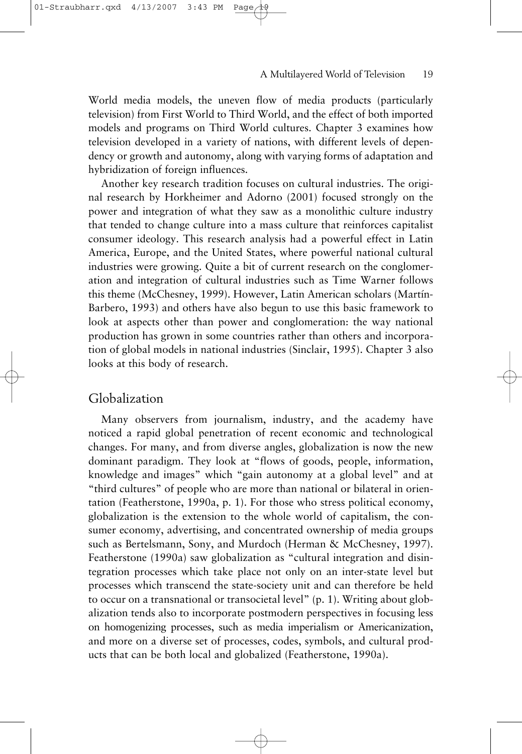World media models, the uneven flow of media products (particularly television) from First World to Third World, and the effect of both imported models and programs on Third World cultures. Chapter 3 examines how television developed in a variety of nations, with different levels of dependency or growth and autonomy, along with varying forms of adaptation and hybridization of foreign influences.

Another key research tradition focuses on cultural industries. The original research by Horkheimer and Adorno (2001) focused strongly on the power and integration of what they saw as a monolithic culture industry that tended to change culture into a mass culture that reinforces capitalist consumer ideology. This research analysis had a powerful effect in Latin America, Europe, and the United States, where powerful national cultural industries were growing. Quite a bit of current research on the conglomeration and integration of cultural industries such as Time Warner follows this theme (McChesney, 1999). However, Latin American scholars (Martín-Barbero, 1993) and others have also begun to use this basic framework to look at aspects other than power and conglomeration: the way national production has grown in some countries rather than others and incorporation of global models in national industries (Sinclair, 1995). Chapter 3 also looks at this body of research.

## Globalization

Many observers from journalism, industry, and the academy have noticed a rapid global penetration of recent economic and technological changes. For many, and from diverse angles, globalization is now the new dominant paradigm. They look at "flows of goods, people, information, knowledge and images" which "gain autonomy at a global level" and at "third cultures" of people who are more than national or bilateral in orientation (Featherstone, 1990a, p. 1). For those who stress political economy, globalization is the extension to the whole world of capitalism, the consumer economy, advertising, and concentrated ownership of media groups such as Bertelsmann, Sony, and Murdoch (Herman & McChesney, 1997). Featherstone (1990a) saw globalization as "cultural integration and disintegration processes which take place not only on an inter-state level but processes which transcend the state-society unit and can therefore be held to occur on a transnational or transocietal level" (p. 1). Writing about globalization tends also to incorporate postmodern perspectives in focusing less on homogenizing processes, such as media imperialism or Americanization, and more on a diverse set of processes, codes, symbols, and cultural products that can be both local and globalized (Featherstone, 1990a).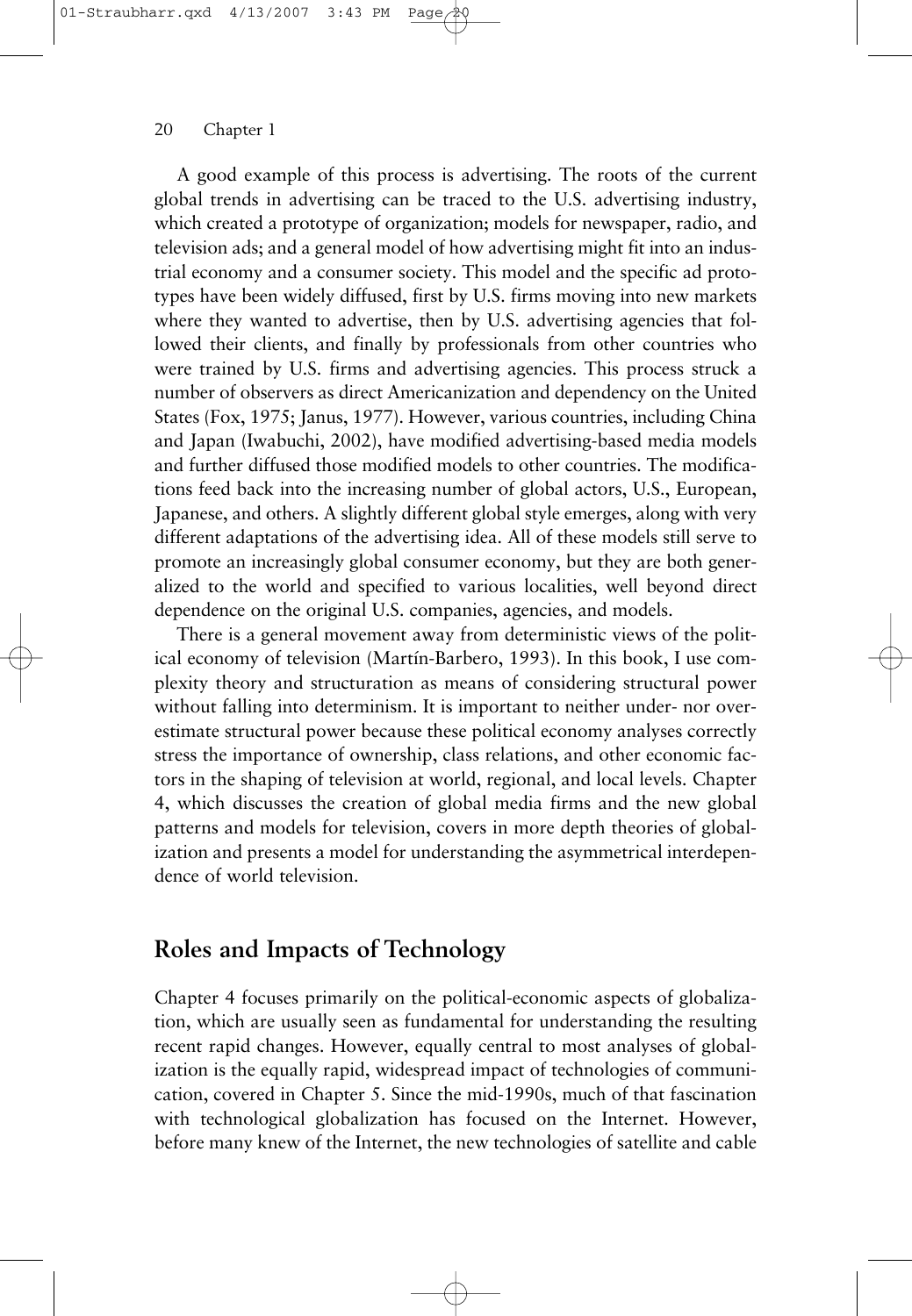A good example of this process is advertising. The roots of the current global trends in advertising can be traced to the U.S. advertising industry, which created a prototype of organization; models for newspaper, radio, and television ads; and a general model of how advertising might fit into an industrial economy and a consumer society. This model and the specific ad prototypes have been widely diffused, first by U.S. firms moving into new markets where they wanted to advertise, then by U.S. advertising agencies that followed their clients, and finally by professionals from other countries who were trained by U.S. firms and advertising agencies. This process struck a number of observers as direct Americanization and dependency on the United States (Fox, 1975; Janus, 1977). However, various countries, including China and Japan (Iwabuchi, 2002), have modified advertising-based media models and further diffused those modified models to other countries. The modifications feed back into the increasing number of global actors, U.S., European, Japanese, and others. A slightly different global style emerges, along with very different adaptations of the advertising idea. All of these models still serve to promote an increasingly global consumer economy, but they are both generalized to the world and specified to various localities, well beyond direct dependence on the original U.S. companies, agencies, and models.

There is a general movement away from deterministic views of the political economy of television (Martín-Barbero, 1993). In this book, I use complexity theory and structuration as means of considering structural power without falling into determinism. It is important to neither under- nor overestimate structural power because these political economy analyses correctly stress the importance of ownership, class relations, and other economic factors in the shaping of television at world, regional, and local levels. Chapter 4, which discusses the creation of global media firms and the new global patterns and models for television, covers in more depth theories of globalization and presents a model for understanding the asymmetrical interdependence of world television.

## Roles and Impacts of Technology

Chapter 4 focuses primarily on the political-economic aspects of globalization, which are usually seen as fundamental for understanding the resulting recent rapid changes. However, equally central to most analyses of globalization is the equally rapid, widespread impact of technologies of communication, covered in Chapter 5. Since the mid-1990s, much of that fascination with technological globalization has focused on the Internet. However, before many knew of the Internet, the new technologies of satellite and cable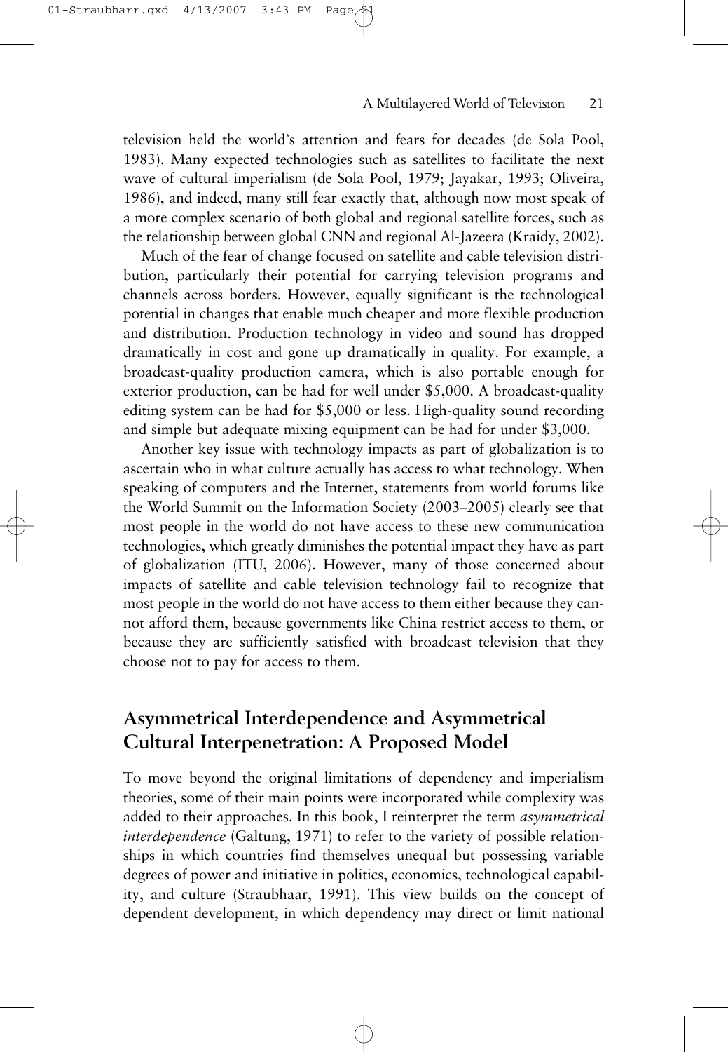television held the world's attention and fears for decades (de Sola Pool, 1983). Many expected technologies such as satellites to facilitate the next wave of cultural imperialism (de Sola Pool, 1979; Jayakar, 1993; Oliveira, 1986), and indeed, many still fear exactly that, although now most speak of a more complex scenario of both global and regional satellite forces, such as the relationship between global CNN and regional Al-Jazeera (Kraidy, 2002).

Much of the fear of change focused on satellite and cable television distribution, particularly their potential for carrying television programs and channels across borders. However, equally significant is the technological potential in changes that enable much cheaper and more flexible production and distribution. Production technology in video and sound has dropped dramatically in cost and gone up dramatically in quality. For example, a broadcast-quality production camera, which is also portable enough for exterior production, can be had for well under $5,000. A broadcast-quality editing system can be had for $5,000 or less. High-quality sound recording and simple but adequate mixing equipment can be had for under $3,000.

Another key issue with technology impacts as part of globalization is to ascertain who in what culture actually has access to what technology. When speaking of computers and the Internet, statements from world forums like the World Summit on the Information Society (2003–2005) clearly see that most people in the world do not have access to these new communication technologies, which greatly diminishes the potential impact they have as part of globalization (ITU, 2006). However, many of those concerned about impacts of satellite and cable television technology fail to recognize that most people in the world do not have access to them either because they cannot afford them, because governments like China restrict access to them, or because they are sufficiently satisfied with broadcast television that they choose not to pay for access to them.

## Asymmetrical Interdependence and Asymmetrical Cultural Interpenetration: A Proposed Model

To move beyond the original limitations of dependency and imperialism theories, some of their main points were incorporated while complexity was added to their approaches. In this book, I reinterpret the term *asymmetrical interdependence* (Galtung, 1971) to refer to the variety of possible relationships in which countries find themselves unequal but possessing variable degrees of power and initiative in politics, economics, technological capability, and culture (Straubhaar, 1991). This view builds on the concept of dependent development, in which dependency may direct or limit national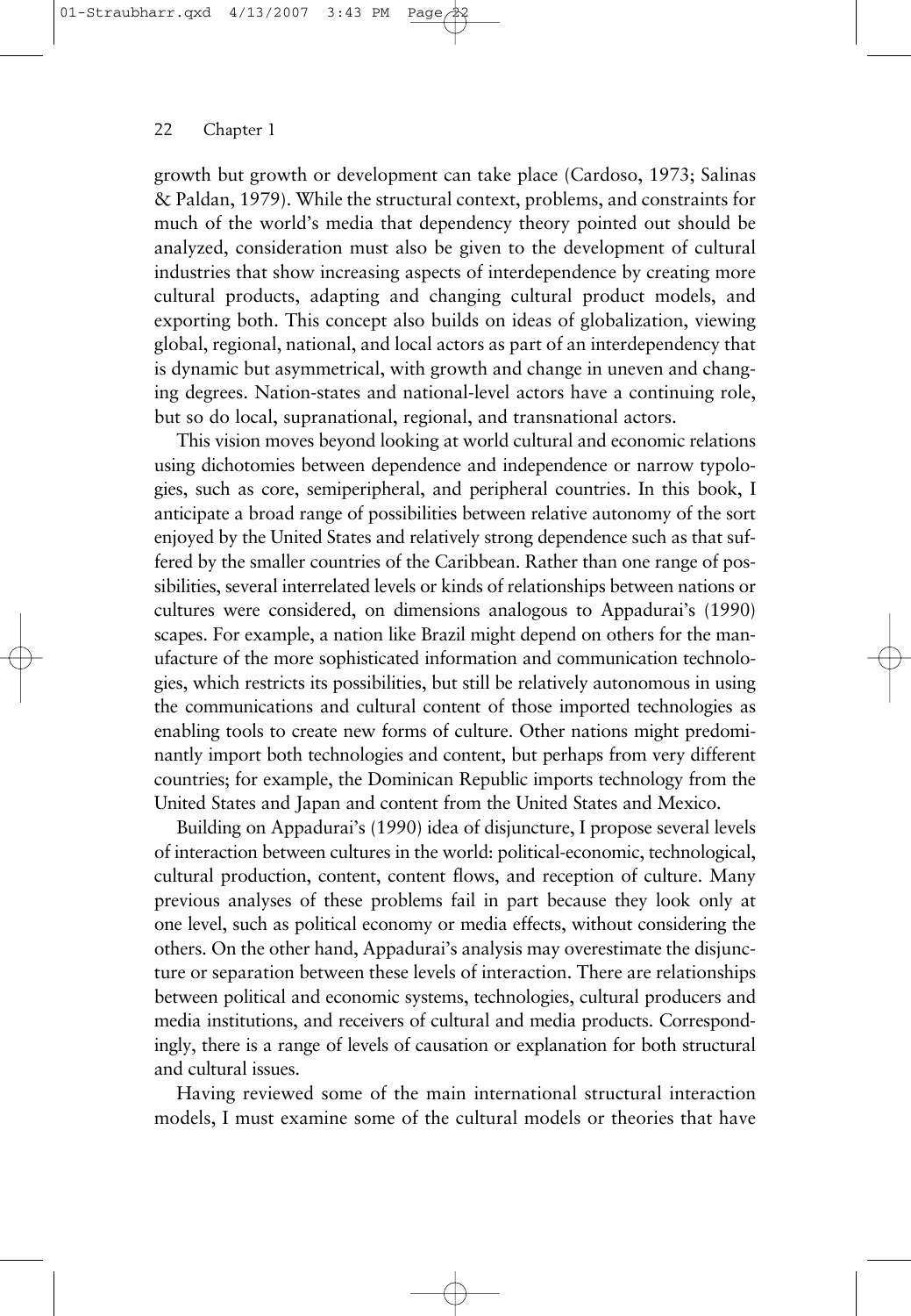growth but growth or development can take place (Cardoso, 1973; Salinas & Paldan, 1979). While the structural context, problems, and constraints for much of the world's media that dependency theory pointed out should be analyzed, consideration must also be given to the development of cultural industries that show increasing aspects of interdependence by creating more cultural products, adapting and changing cultural product models, and exporting both. This concept also builds on ideas of globalization, viewing global, regional, national, and local actors as part of an interdependency that is dynamic but asymmetrical, with growth and change in uneven and changing degrees. Nation-states and national-level actors have a continuing role, but so do local, supranational, regional, and transnational actors.

This vision moves beyond looking at world cultural and economic relations using dichotomies between dependence and independence or narrow typologies, such as core, semiperipheral, and peripheral countries. In this book, I anticipate a broad range of possibilities between relative autonomy of the sort enjoyed by the United States and relatively strong dependence such as that suffered by the smaller countries of the Caribbean. Rather than one range of possibilities, several interrelated levels or kinds of relationships between nations or cultures were considered, on dimensions analogous to Appadurai's (1990) scapes. For example, a nation like Brazil might depend on others for the manufacture of the more sophisticated information and communication technologies, which restricts its possibilities, but still be relatively autonomous in using the communications and cultural content of those imported technologies as enabling tools to create new forms of culture. Other nations might predominantly import both technologies and content, but perhaps from very different countries; for example, the Dominican Republic imports technology from the United States and Japan and content from the United States and Mexico.

Building on Appadurai's (1990) idea of disjuncture, I propose several levels of interaction between cultures in the world: political-economic, technological, cultural production, content, content flows, and reception of culture. Many previous analyses of these problems fail in part because they look only at one level, such as political economy or media effects, without considering the others. On the other hand, Appadurai's analysis may overestimate the disjuncture or separation between these levels of interaction. There are relationships between political and economic systems, technologies, cultural producers and media institutions, and receivers of cultural and media products. Correspondingly, there is a range of levels of causation or explanation for both structural and cultural issues.

Having reviewed some of the main international structural interaction models, I must examine some of the cultural models or theories that have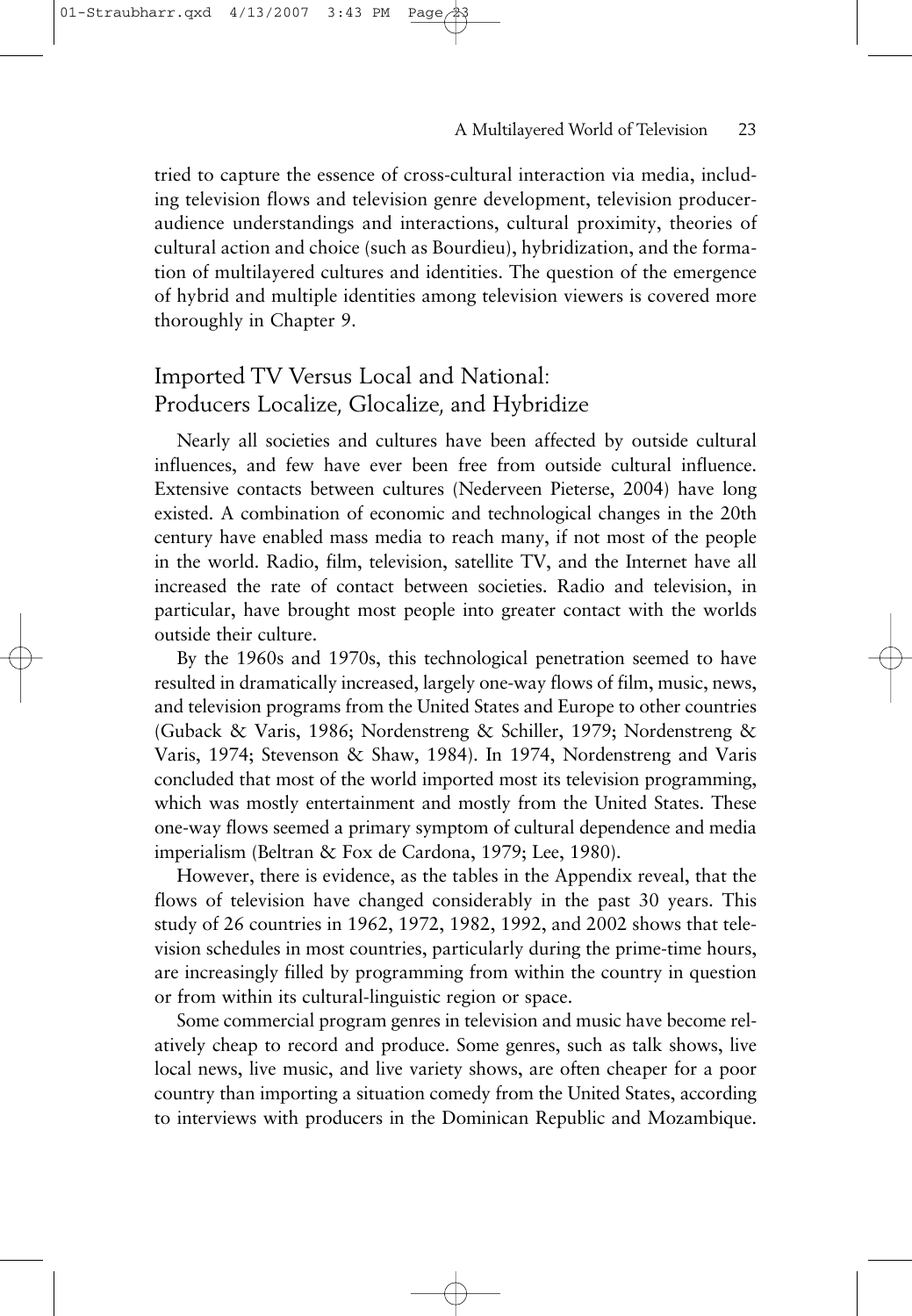tried to capture the essence of cross-cultural interaction via media, including television flows and television genre development, television producer-audience understandings and interactions, cultural proximity, theories of cultural action and choice (such as Bourdieu), hybridization, and the formation of multilayered cultures and identities. The question of the emergence of hybrid and multiple identities among television viewers is covered more thoroughly in Chapter 9.

## Imported TV Versus Local and National: Producers Localize, Glocalize, and Hybridize

Nearly all societies and cultures have been affected by outside cultural influences, and few have ever been free from outside cultural influence. Extensive contacts between cultures (Nederveen Pieterse, 2004) have long existed. A combination of economic and technological changes in the 20th century have enabled mass media to reach many, if not most of the people in the world. Radio, film, television, satellite TV, and the Internet have all increased the rate of contact between societies. Radio and television, in particular, have brought most people into greater contact with the worlds outside their culture.

By the 1960s and 1970s, this technological penetration seemed to have resulted in dramatically increased, largely one-way flows of film, music, news, and television programs from the United States and Europe to other countries (Guback & Varis, 1986; Nordenstreng & Schiller, 1979; Nordenstreng & Varis, 1974; Stevenson & Shaw, 1984). In 1974, Nordenstreng and Varis concluded that most of the world imported most its television programming, which was mostly entertainment and mostly from the United States. These one-way flows seemed a primary symptom of cultural dependence and media imperialism (Beltran & Fox de Cardona, 1979; Lee, 1980).

However, there is evidence, as the tables in the Appendix reveal, that the flows of television have changed considerably in the past 30 years. This study of 26 countries in 1962, 1972, 1982, 1992, and 2002 shows that television schedules in most countries, particularly during the prime-time hours, are increasingly filled by programming from within the country in question or from within its cultural-linguistic region or space.

Some commercial program genres in television and music have become relatively cheap to record and produce. Some genres, such as talk shows, live local news, live music, and live variety shows, are often cheaper for a poor country than importing a situation comedy from the United States, according to interviews with producers in the Dominican Republic and Mozambique.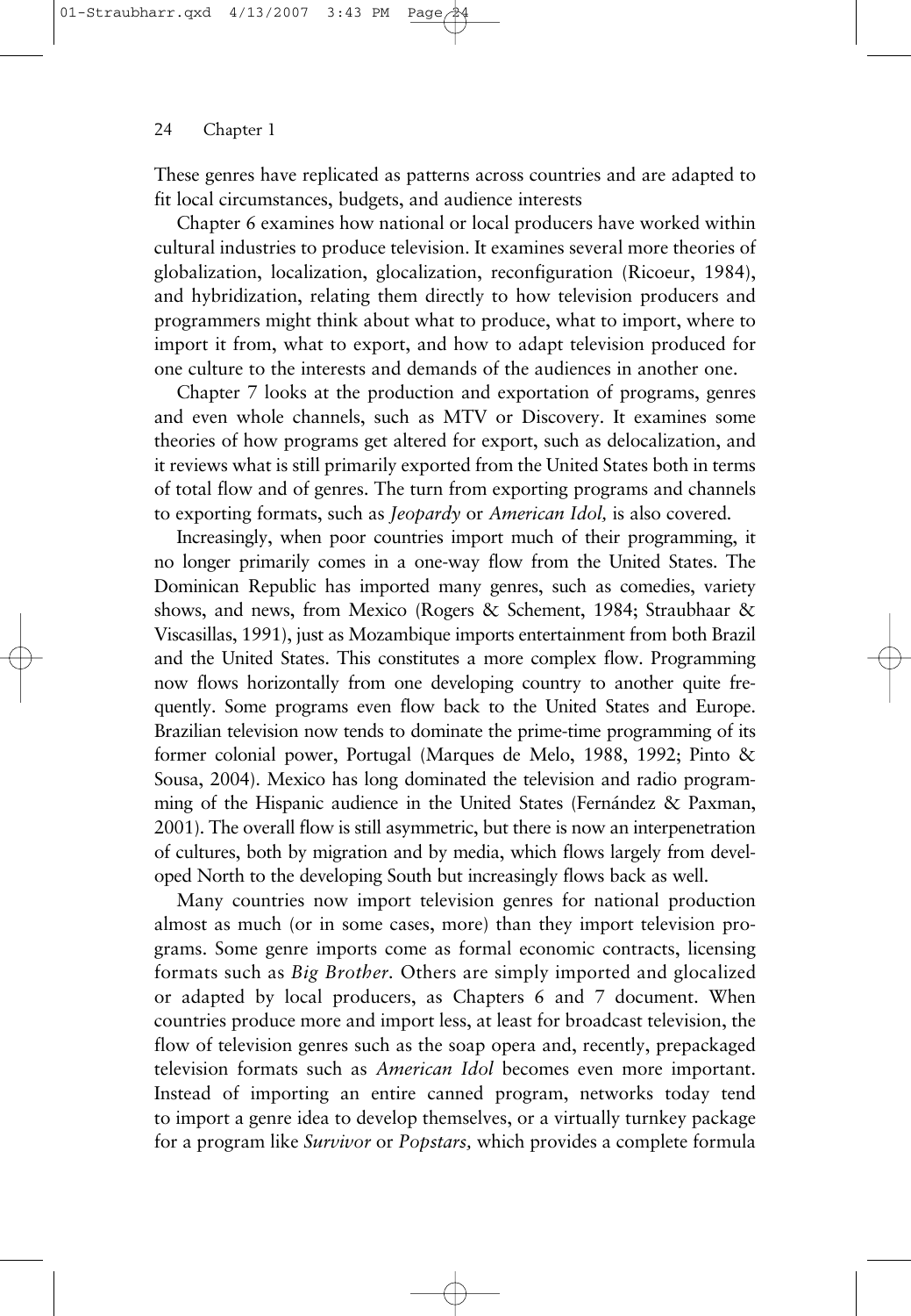These genres have replicated as patterns across countries and are adapted to fit local circumstances, budgets, and audience interests

Chapter 6 examines how national or local producers have worked within cultural industries to produce television. It examines several more theories of globalization, localization, glocalization, reconfiguration (Ricoeur, 1984), and hybridization, relating them directly to how television producers and programmers might think about what to produce, what to import, where to import it from, what to export, and how to adapt television produced for one culture to the interests and demands of the audiences in another one.

Chapter 7 looks at the production and exportation of programs, genres and even whole channels, such as MTV or Discovery. It examines some theories of how programs get altered for export, such as delocalization, and it reviews what is still primarily exported from the United States both in terms of total flow and of genres. The turn from exporting programs and channels to exporting formats, such as *Jeopardy* or *American Idol,* is also covered.

Increasingly, when poor countries import much of their programming, it no longer primarily comes in a one-way flow from the United States. The Dominican Republic has imported many genres, such as comedies, variety shows, and news, from Mexico (Rogers & Schement, 1984; Straubhaar & Viscasillas, 1991), just as Mozambique imports entertainment from both Brazil and the United States. This constitutes a more complex flow. Programming now flows horizontally from one developing country to another quite frequently. Some programs even flow back to the United States and Europe. Brazilian television now tends to dominate the prime-time programming of its former colonial power, Portugal (Marques de Melo, 1988, 1992; Pinto & Sousa, 2004). Mexico has long dominated the television and radio programming of the Hispanic audience in the United States (Fernández & Paxman, 2001). The overall flow is still asymmetric, but there is now an interpenetration of cultures, both by migration and by media, which flows largely from developed North to the developing South but increasingly flows back as well.

Many countries now import television genres for national production almost as much (or in some cases, more) than they import television programs. Some genre imports come as formal economic contracts, licensing formats such as *Big Brother.* Others are simply imported and glocalized or adapted by local producers, as Chapters 6 and 7 document. When countries produce more and import less, at least for broadcast television, the flow of television genres such as the soap opera and, recently, prepackaged television formats such as *American Idol* becomes even more important. Instead of importing an entire canned program, networks today tend to import a genre idea to develop themselves, or a virtually turnkey package for a program like *Survivor* or *Popstars,* which provides a complete formula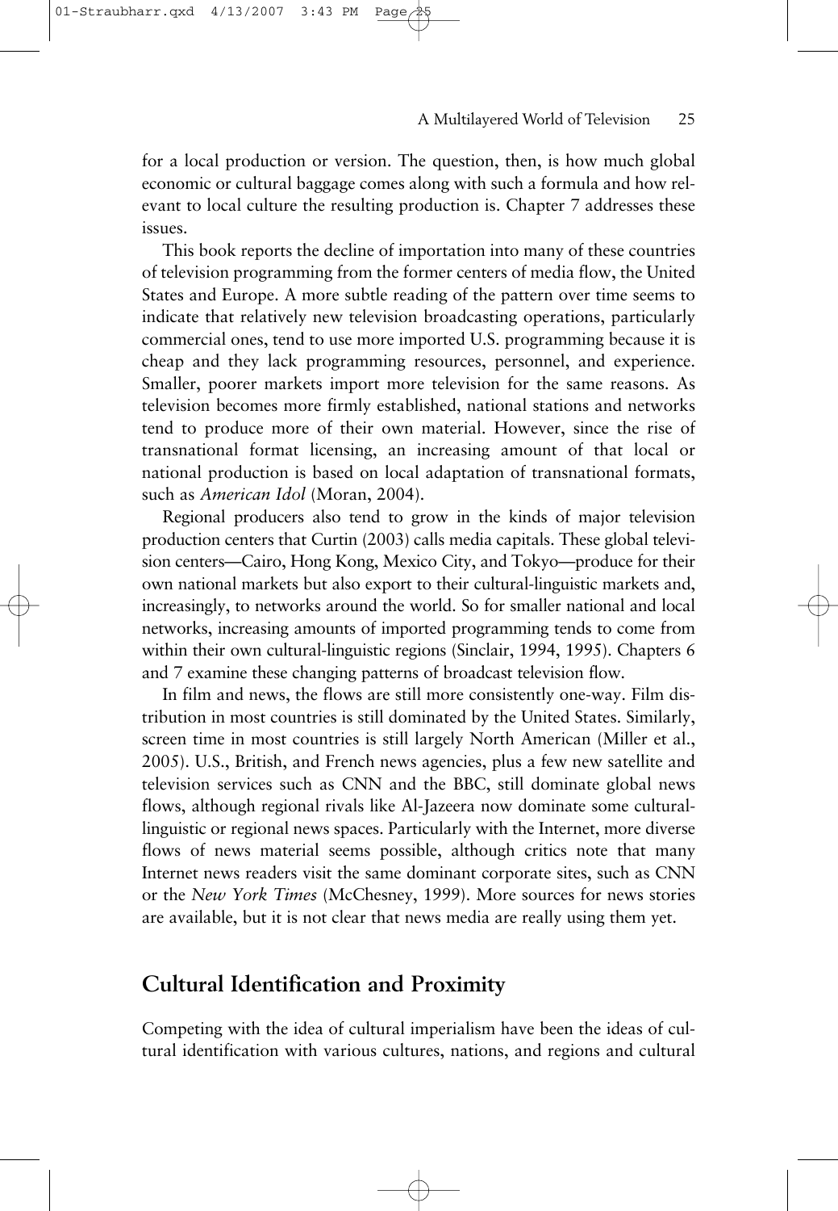for a local production or version. The question, then, is how much global economic or cultural baggage comes along with such a formula and how relevant to local culture the resulting production is. Chapter 7 addresses these issues.

This book reports the decline of importation into many of these countries of television programming from the former centers of media flow, the United States and Europe. A more subtle reading of the pattern over time seems to indicate that relatively new television broadcasting operations, particularly commercial ones, tend to use more imported U.S. programming because it is cheap and they lack programming resources, personnel, and experience. Smaller, poorer markets import more television for the same reasons. As television becomes more firmly established, national stations and networks tend to produce more of their own material. However, since the rise of transnational format licensing, an increasing amount of that local or national production is based on local adaptation of transnational formats, such as *American Idol* (Moran, 2004).

Regional producers also tend to grow in the kinds of major television production centers that Curtin (2003) calls media capitals. These global television centers—Cairo, Hong Kong, Mexico City, and Tokyo—produce for their own national markets but also export to their cultural-linguistic markets and, increasingly, to networks around the world. So for smaller national and local networks, increasing amounts of imported programming tends to come from within their own cultural-linguistic regions (Sinclair, 1994, 1995). Chapters 6 and 7 examine these changing patterns of broadcast television flow.

In film and news, the flows are still more consistently one-way. Film distribution in most countries is still dominated by the United States. Similarly, screen time in most countries is still largely North American (Miller et al., 2005). U.S., British, and French news agencies, plus a few new satellite and television services such as CNN and the BBC, still dominate global news flows, although regional rivals like Al-Jazeera now dominate some cultural-linguistic or regional news spaces. Particularly with the Internet, more diverse flows of news material seems possible, although critics note that many Internet news readers visit the same dominant corporate sites, such as CNN or the *New York Times* (McChesney, 1999). More sources for news stories are available, but it is not clear that news media are really using them yet.

## Cultural Identification and Proximity

Competing with the idea of cultural imperialism have been the ideas of cultural identification with various cultures, nations, and regions and cultural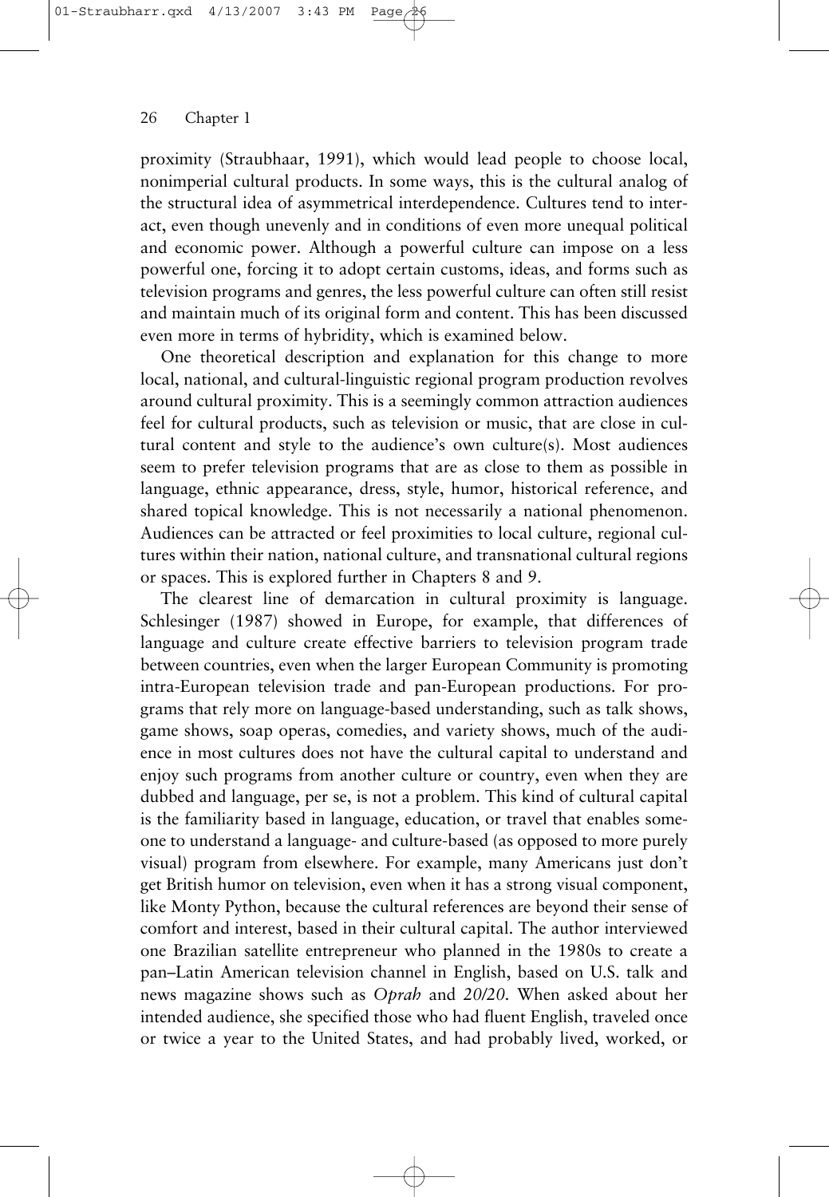proximity (Straubhaar, 1991), which would lead people to choose local, nonimperial cultural products. In some ways, this is the cultural analog of the structural idea of asymmetrical interdependence. Cultures tend to interact, even though unevenly and in conditions of even more unequal political and economic power. Although a powerful culture can impose on a less powerful one, forcing it to adopt certain customs, ideas, and forms such as television programs and genres, the less powerful culture can often still resist and maintain much of its original form and content. This has been discussed even more in terms of hybridity, which is examined below.

One theoretical description and explanation for this change to more local, national, and cultural-linguistic regional program production revolves around cultural proximity. This is a seemingly common attraction audiences feel for cultural products, such as television or music, that are close in cultural content and style to the audience's own culture(s). Most audiences seem to prefer television programs that are as close to them as possible in language, ethnic appearance, dress, style, humor, historical reference, and shared topical knowledge. This is not necessarily a national phenomenon. Audiences can be attracted or feel proximities to local culture, regional cultures within their nation, national culture, and transnational cultural regions or spaces. This is explored further in Chapters 8 and 9.

The clearest line of demarcation in cultural proximity is language. Schlesinger (1987) showed in Europe, for example, that differences of language and culture create effective barriers to television program trade between countries, even when the larger European Community is promoting intra-European television trade and pan-European productions. For programs that rely more on language-based understanding, such as talk shows, game shows, soap operas, comedies, and variety shows, much of the audience in most cultures does not have the cultural capital to understand and enjoy such programs from another culture or country, even when they are dubbed and language, per se, is not a problem. This kind of cultural capital is the familiarity based in language, education, or travel that enables someone to understand a language- and culture-based (as opposed to more purely visual) program from elsewhere. For example, many Americans just don't get British humor on television, even when it has a strong visual component, like Monty Python, because the cultural references are beyond their sense of comfort and interest, based in their cultural capital. The author interviewed one Brazilian satellite entrepreneur who planned in the 1980s to create a pan–Latin American television channel in English, based on U.S. talk and news magazine shows such as *Oprah* and *20/20*. When asked about her intended audience, she specified those who had fluent English, traveled once or twice a year to the United States, and had probably lived, worked, or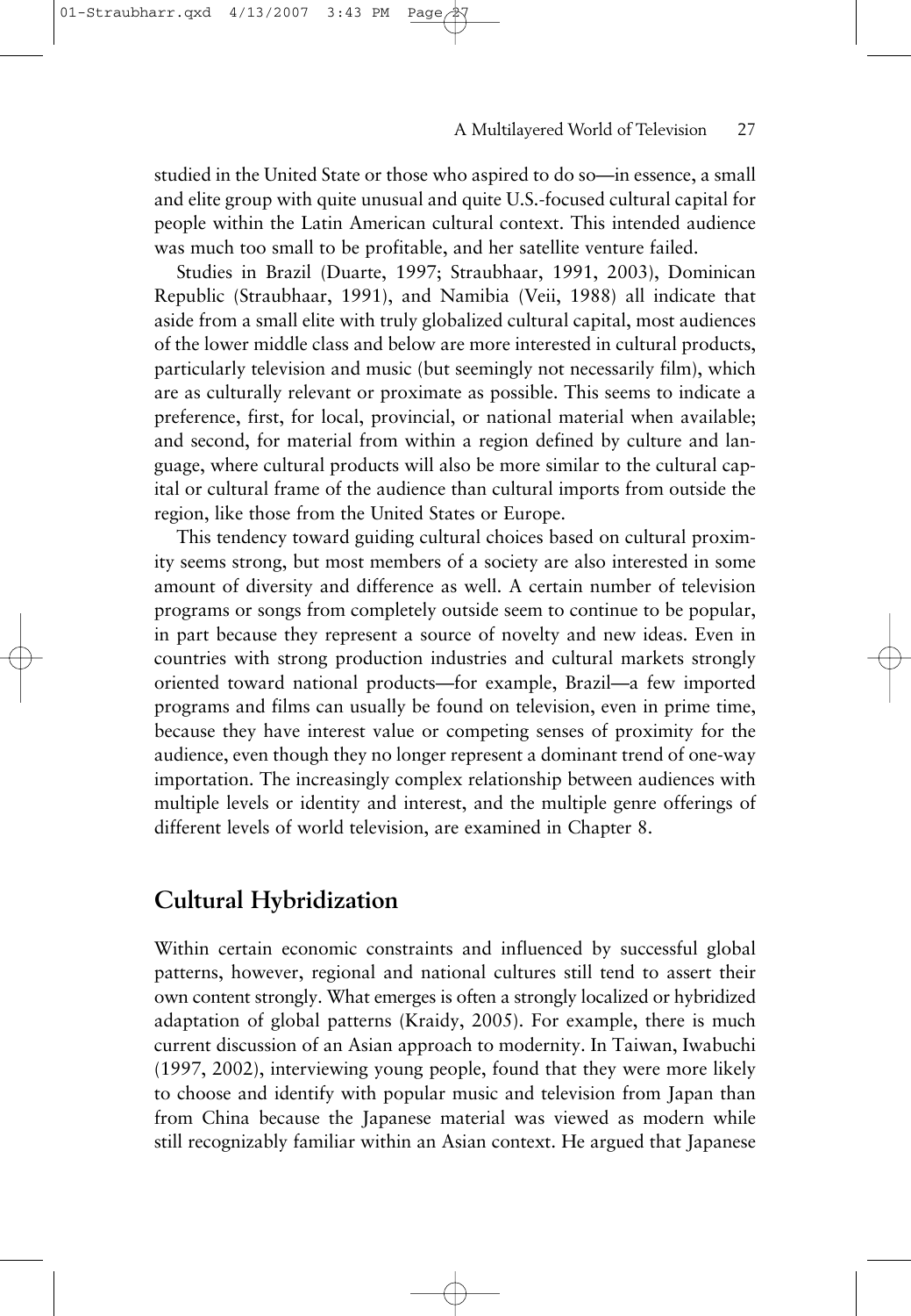studied in the United State or those who aspired to do so—in essence, a small and elite group with quite unusual and quite U.S.-focused cultural capital for people within the Latin American cultural context. This intended audience was much too small to be profitable, and her satellite venture failed.

Studies in Brazil (Duarte, 1997; Straubhaar, 1991, 2003), Dominican Republic (Straubhaar, 1991), and Namibia (Veii, 1988) all indicate that aside from a small elite with truly globalized cultural capital, most audiences of the lower middle class and below are more interested in cultural products, particularly television and music (but seemingly not necessarily film), which are as culturally relevant or proximate as possible. This seems to indicate a preference, first, for local, provincial, or national material when available; and second, for material from within a region defined by culture and language, where cultural products will also be more similar to the cultural capital or cultural frame of the audience than cultural imports from outside the region, like those from the United States or Europe.

This tendency toward guiding cultural choices based on cultural proximity seems strong, but most members of a society are also interested in some amount of diversity and difference as well. A certain number of television programs or songs from completely outside seem to continue to be popular, in part because they represent a source of novelty and new ideas. Even in countries with strong production industries and cultural markets strongly oriented toward national products—for example, Brazil—a few imported programs and films can usually be found on television, even in prime time, because they have interest value or competing senses of proximity for the audience, even though they no longer represent a dominant trend of one-way importation. The increasingly complex relationship between audiences with multiple levels or identity and interest, and the multiple genre offerings of different levels of world television, are examined in Chapter 8.

## Cultural Hybridization

Within certain economic constraints and influenced by successful global patterns, however, regional and national cultures still tend to assert their own content strongly. What emerges is often a strongly localized or hybridized adaptation of global patterns (Kraidy, 2005). For example, there is much current discussion of an Asian approach to modernity. In Taiwan, Iwabuchi (1997, 2002), interviewing young people, found that they were more likely to choose and identify with popular music and television from Japan than from China because the Japanese material was viewed as modern while still recognizably familiar within an Asian context. He argued that Japanese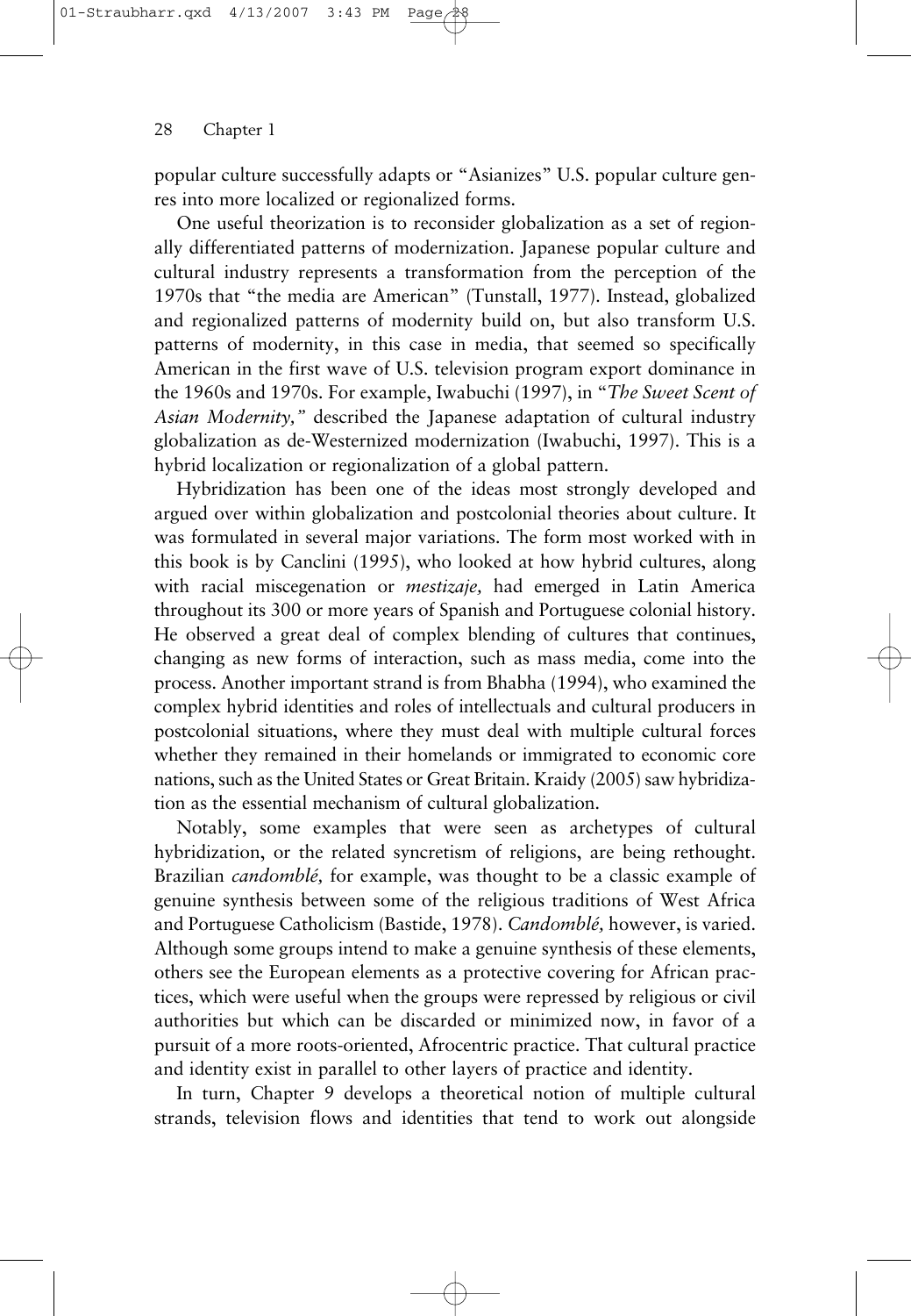popular culture successfully adapts or "Asianizes" U.S. popular culture genres into more localized or regionalized forms.

One useful theorization is to reconsider globalization as a set of regionally differentiated patterns of modernization. Japanese popular culture and cultural industry represents a transformation from the perception of the 1970s that "the media are American" (Tunstall, 1977). Instead, globalized and regionalized patterns of modernity build on, but also transform U.S. patterns of modernity, in this case in media, that seemed so specifically American in the first wave of U.S. television program export dominance in the 1960s and 1970s. For example, Iwabuchi (1997), in "*The Sweet Scent of Asian Modernity,*" described the Japanese adaptation of cultural industry globalization as de-Westernized modernization (Iwabuchi, 1997). This is a hybrid localization or regionalization of a global pattern.

Hybridization has been one of the ideas most strongly developed and argued over within globalization and postcolonial theories about culture. It was formulated in several major variations. The form most worked with in this book is by Canclini (1995), who looked at how hybrid cultures, along with racial miscegenation or *mestizaje,* had emerged in Latin America throughout its 300 or more years of Spanish and Portuguese colonial history. He observed a great deal of complex blending of cultures that continues, changing as new forms of interaction, such as mass media, come into the process. Another important strand is from Bhabha (1994), who examined the complex hybrid identities and roles of intellectuals and cultural producers in postcolonial situations, where they must deal with multiple cultural forces whether they remained in their homelands or immigrated to economic core nations, such as the United States or Great Britain. Kraidy (2005) saw hybridization as the essential mechanism of cultural globalization.

Notably, some examples that were seen as archetypes of cultural hybridization, or the related syncretism of religions, are being rethought. Brazilian *candomblé,* for example, was thought to be a classic example of genuine synthesis between some of the religious traditions of West Africa and Portuguese Catholicism (Bastide, 1978). *Candomblé,* however, is varied. Although some groups intend to make a genuine synthesis of these elements, others see the European elements as a protective covering for African practices, which were useful when the groups were repressed by religious or civil authorities but which can be discarded or minimized now, in favor of a pursuit of a more roots-oriented, Afrocentric practice. That cultural practice and identity exist in parallel to other layers of practice and identity.

In turn, Chapter 9 develops a theoretical notion of multiple cultural strands, television flows and identities that tend to work out alongside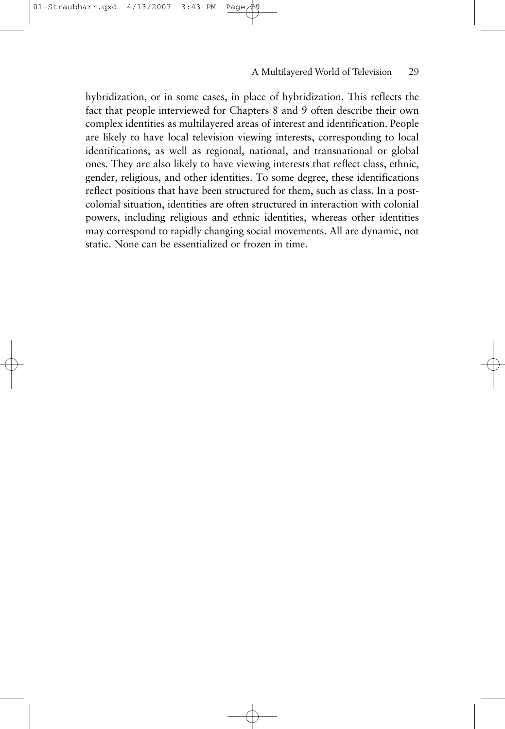hybridization, or in some cases, in place of hybridization. This reflects the fact that people interviewed for Chapters 8 and 9 often describe their own complex identities as multilayered areas of interest and identification. People are likely to have local television viewing interests, corresponding to local identifications, as well as regional, national, and transnational or global ones. They are also likely to have viewing interests that reflect class, ethnic, gender, religious, and other identities. To some degree, these identifications reflect positions that have been structured for them, such as class. In a post-colonial situation, identities are often structured in interaction with colonial powers, including religious and ethnic identities, whereas other identities may correspond to rapidly changing social movements. All are dynamic, not static. None can be essentialized or frozen in time.